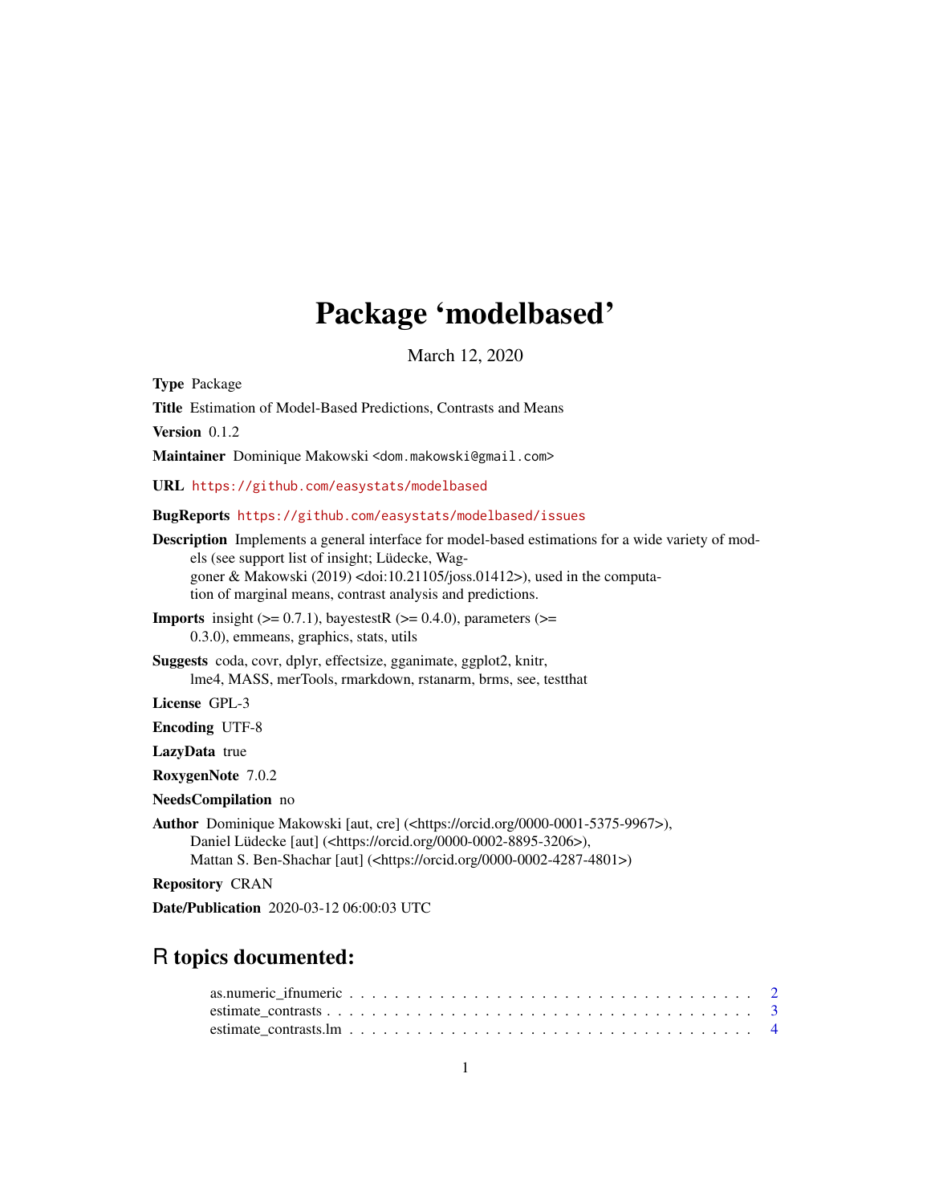# Package 'modelbased'

March 12, 2020

**Type** Package

**Title** Estimation of Model-Based Predictions, Contrasts and Means

**Version** 0.1.2

**Maintainer** Dominique Makowski <dom.makowski@gmail.com>

**URL** https://github.com/easystats/modelbased

**BugReports** https://github.com/easystats/modelbased/issues

**Description** Implements a general interface for model-based estimations for a wide variety of models (see support list of insight; Lüdecke, Waggoner & Makowski (2019) <doi:10.21105/joss.01412>), used in the computation of marginal means, contrast analysis and predictions.

**Imports** insight (>= 0.7.1), bayestestR (>= 0.4.0), parameters (>= 0.3.0), emmeans, graphics, stats, utils

**Suggests** coda, covr, dplyr, effectsize, gganimate, ggplot2, knitr, lme4, MASS, merTools, rmarkdown, rstanarm, brms, see, testthat

**License** GPL-3

**Encoding** UTF-8

**LazyData** true

**RoxygenNote** 7.0.2

**NeedsCompilation** no

**Author** Dominique Makowski [aut, cre] (<https://orcid.org/0000-0001-5375-9967>), Daniel Lüdecke [aut] (<https://orcid.org/0000-0002-8895-3206>), Mattan S. Ben-Shachar [aut] (<https://orcid.org/0000-0002-4287-4801>)

**Repository** CRAN

**Date/Publication** 2020-03-12 06:00:03 UTC

## R topics documented:

as.numeric_ifnumeric . . . . . . . . . . . . . . . . . . . . . . . . . . . . . . . . . . . . 2
estimate_contrasts . . . . . . . . . . . . . . . . . . . . . . . . . . . . . . . . . . . . . . 3
estimate_contrasts.lm . . . . . . . . . . . . . . . . . . . . . . . . . . . . . . . . . . . . 4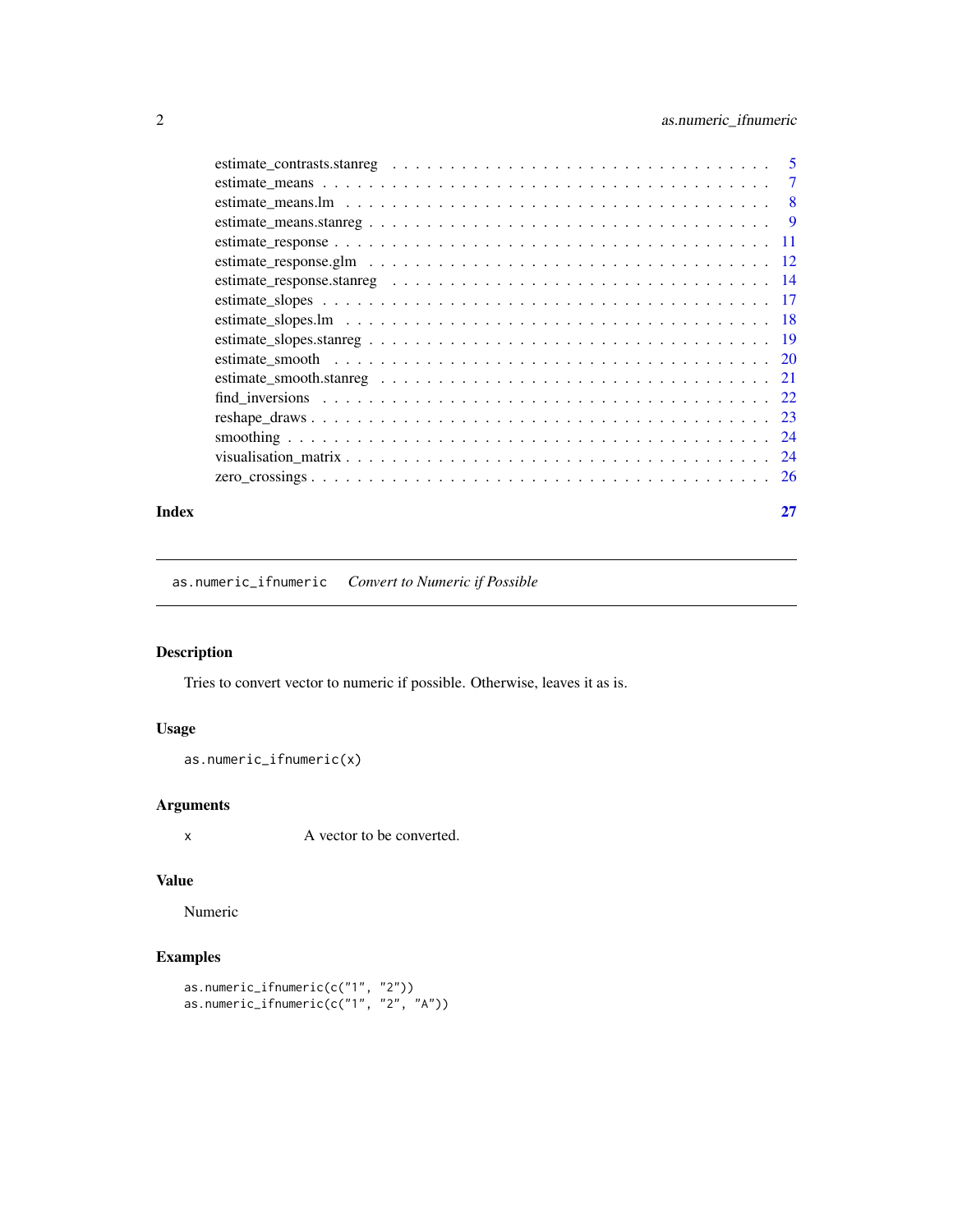estimate_contrasts.stanreg . . . . . . . . . . . . . . . . . . . . . . . . . . . . . . . 5
estimate_means . . . . . . . . . . . . . . . . . . . . . . . . . . . . . . . . . . . . . 7
estimate_means.lm . . . . . . . . . . . . . . . . . . . . . . . . . . . . . . . . . . . 8
estimate_means.stanreg . . . . . . . . . . . . . . . . . . . . . . . . . . . . . . . . . 9
estimate_response . . . . . . . . . . . . . . . . . . . . . . . . . . . . . . . . . . . 11
estimate_response.glm . . . . . . . . . . . . . . . . . . . . . . . . . . . . . . . . . 12
estimate_response.stanreg . . . . . . . . . . . . . . . . . . . . . . . . . . . . . . . 14
estimate_slopes . . . . . . . . . . . . . . . . . . . . . . . . . . . . . . . . . . . . 17
estimate_slopes.lm . . . . . . . . . . . . . . . . . . . . . . . . . . . . . . . . . . . 18
estimate_slopes.stanreg . . . . . . . . . . . . . . . . . . . . . . . . . . . . . . . . . 19
estimate_smooth . . . . . . . . . . . . . . . . . . . . . . . . . . . . . . . . . . . . 20
estimate_smooth.stanreg . . . . . . . . . . . . . . . . . . . . . . . . . . . . . . . . 21
find_inversions . . . . . . . . . . . . . . . . . . . . . . . . . . . . . . . . . . . . 22
reshape_draws . . . . . . . . . . . . . . . . . . . . . . . . . . . . . . . . . . . . . 23
smoothing . . . . . . . . . . . . . . . . . . . . . . . . . . . . . . . . . . . . . . . 24
visualisation_matrix . . . . . . . . . . . . . . . . . . . . . . . . . . . . . . . . . . 24
zero_crossings . . . . . . . . . . . . . . . . . . . . . . . . . . . . . . . . . . . . . 26

**Index** **27**

---

`as.numeric_ifnumeric` *Convert to Numeric if Possible*

---

### Description

Tries to convert vector to numeric if possible. Otherwise, leaves it as is.

### Usage

```
as.numeric_ifnumeric(x)
```

### Arguments

`x` A vector to be converted.

### Value

Numeric

### Examples

```
as.numeric_ifnumeric(c("1", "2"))
as.numeric_ifnumeric(c("1", "2", "A"))
```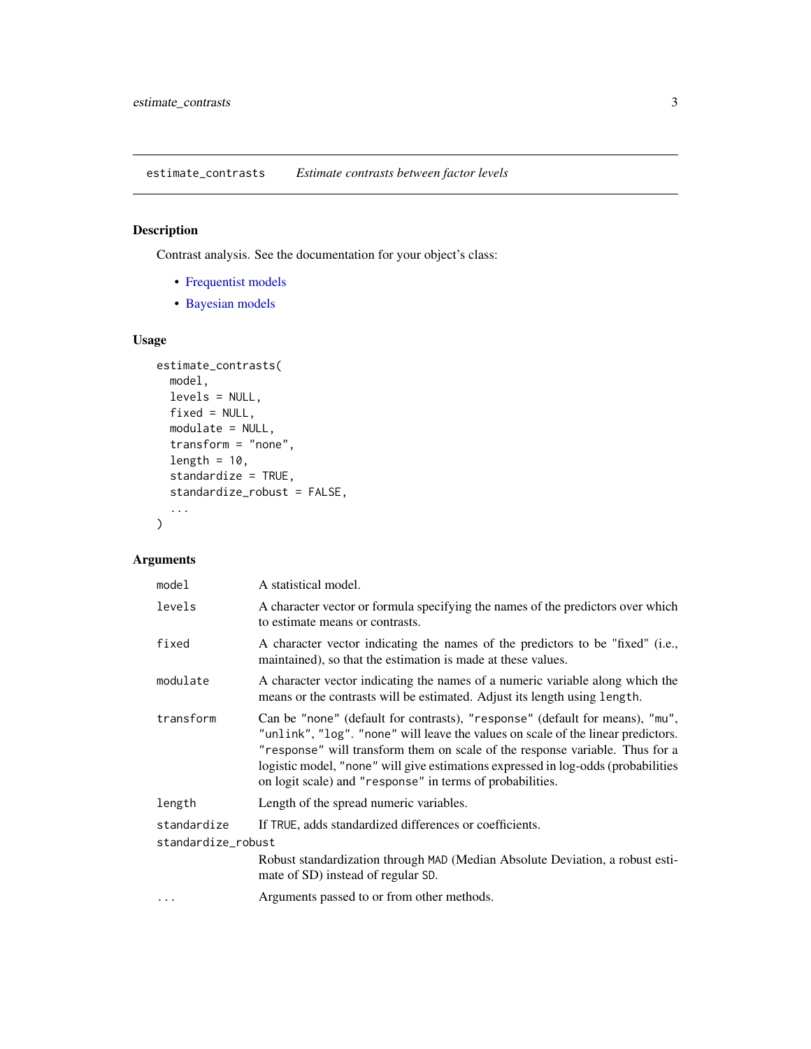estimate_contrasts    *Estimate contrasts between factor levels*

## Description

Contrast analysis. See the documentation for your object's class:

- Frequentist models
- Bayesian models

## Usage

```
estimate_contrasts(
  model,
  levels = NULL,
  fixed = NULL,
  modulate = NULL,
  transform = "none",
  length = 10,
  standardize = TRUE,
  standardize_robust = FALSE,
  ...
)
```

## Arguments

| | |
|---|---|
| `model` | A statistical model. |
| `levels` | A character vector or formula specifying the names of the predictors over which to estimate means or contrasts. |
| `fixed` | A character vector indicating the names of the predictors to be "fixed" (i.e., maintained), so that the estimation is made at these values. |
| `modulate` | A character vector indicating the names of a numeric variable along which the means or the contrasts will be estimated. Adjust its length using `length`. |
| `transform` | Can be `"none"` (default for contrasts), `"response"` (default for means), `"mu"`, `"unlink"`, `"log"`. `"none"` will leave the values on scale of the linear predictors. `"response"` will transform them on scale of the response variable. Thus for a logistic model, `"none"` will give estimations expressed in log-odds (probabilities on logit scale) and `"response"` in terms of probabilities. |
| `length` | Length of the spread numeric variables. |
| `standardize` | If `TRUE`, adds standardized differences or coefficients. |
| `standardize_robust` | Robust standardization through `MAD` (Median Absolute Deviation, a robust estimate of SD) instead of regular `SD`. |
| `...` | Arguments passed to or from other methods. |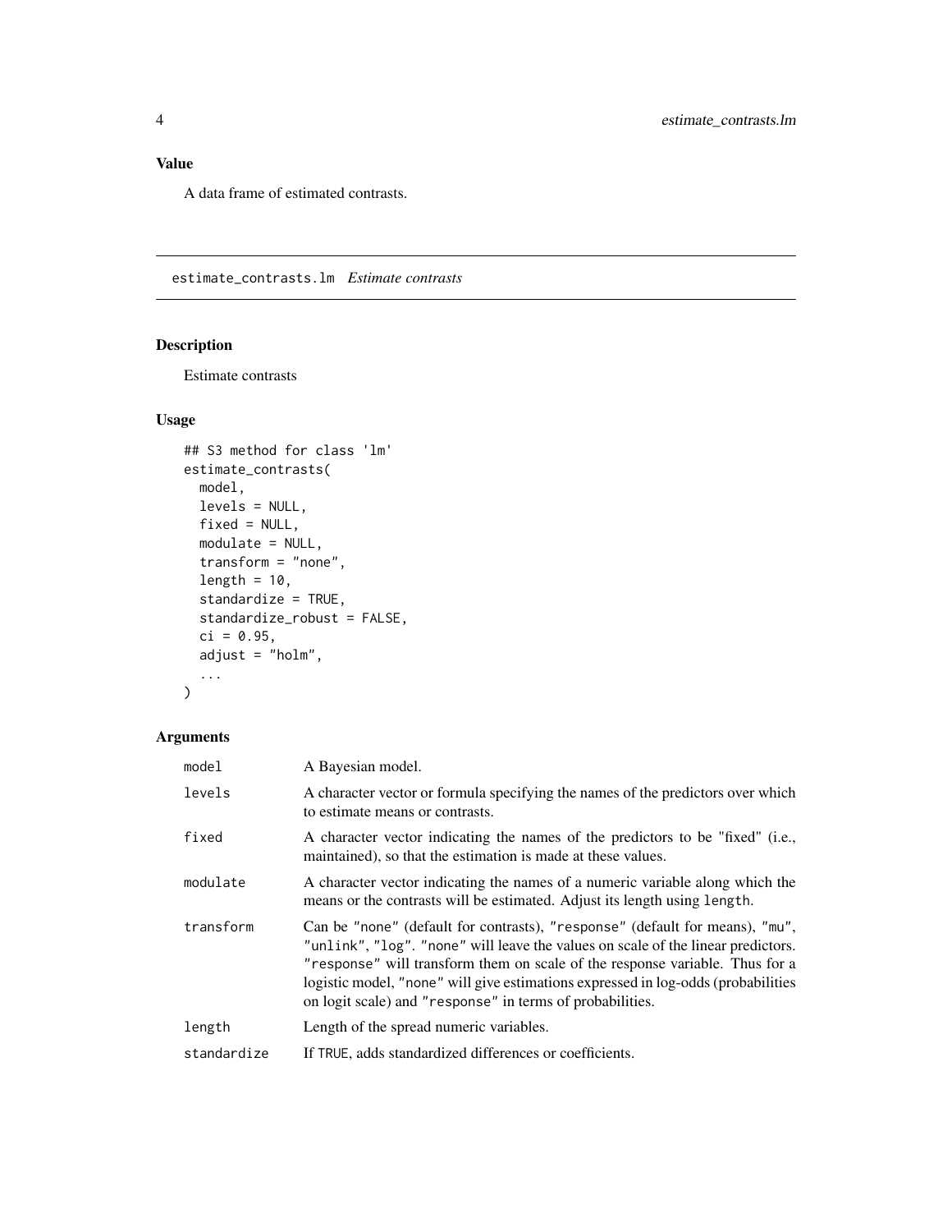## Value

A data frame of estimated contrasts.

---

## estimate_contrasts.lm *Estimate contrasts*

### Description

Estimate contrasts

### Usage

```
## S3 method for class 'lm'
estimate_contrasts(
  model,
  levels = NULL,
  fixed = NULL,
  modulate = NULL,
  transform = "none",
  length = 10,
  standardize = TRUE,
  standardize_robust = FALSE,
  ci = 0.95,
  adjust = "holm",
  ...
)
```

### Arguments

| | |
|---|---|
| `model` | A Bayesian model. |
| `levels` | A character vector or formula specifying the names of the predictors over which to estimate means or contrasts. |
| `fixed` | A character vector indicating the names of the predictors to be "fixed" (i.e., maintained), so that the estimation is made at these values. |
| `modulate` | A character vector indicating the names of a numeric variable along which the means or the contrasts will be estimated. Adjust its length using `length`. |
| `transform` | Can be `"none"` (default for contrasts), `"response"` (default for means), `"mu"`, `"unlink"`, `"log"`. `"none"` will leave the values on scale of the linear predictors. `"response"` will transform them on scale of the response variable. Thus for a logistic model, `"none"` will give estimations expressed in log-odds (probabilities on logit scale) and `"response"` in terms of probabilities. |
| `length` | Length of the spread numeric variables. |
| `standardize` | If `TRUE`, adds standardized differences or coefficients. |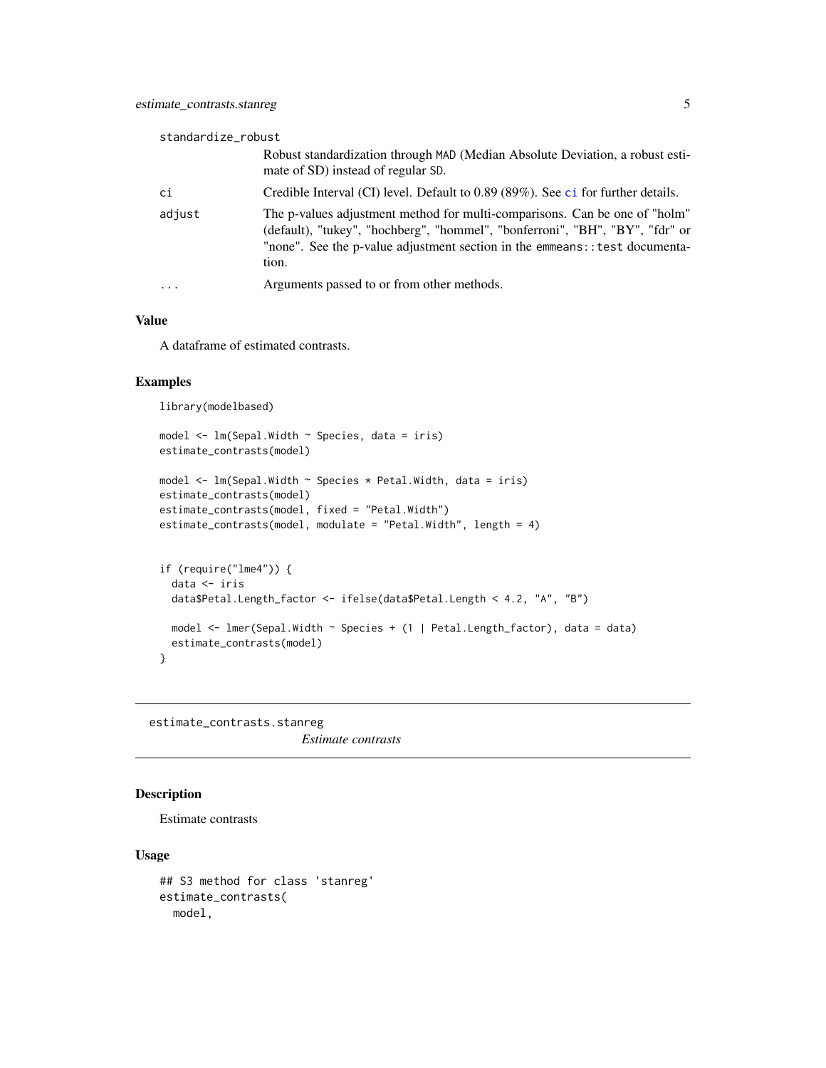standardize_robust
: Robust standardization through MAD (Median Absolute Deviation, a robust estimate of SD) instead of regular SD.

ci
: Credible Interval (CI) level. Default to 0.89 (89%). See ci for further details.

adjust
: The p-values adjustment method for multi-comparisons. Can be one of "holm" (default), "tukey", "hochberg", "hommel", "bonferroni", "BH", "BY", "fdr" or "none". See the p-value adjustment section in the emmeans::test documentation.

...
: Arguments passed to or from other methods.

## Value

A dataframe of estimated contrasts.

## Examples

```
library(modelbased)

model <- lm(Sepal.Width ~ Species, data = iris)
estimate_contrasts(model)

model <- lm(Sepal.Width ~ Species * Petal.Width, data = iris)
estimate_contrasts(model)
estimate_contrasts(model, fixed = "Petal.Width")
estimate_contrasts(model, modulate = "Petal.Width", length = 4)


if (require("lme4")) {
  data <- iris
  data$Petal.Length_factor <- ifelse(data$Petal.Length < 4.2, "A", "B")

  model <- lmer(Sepal.Width ~ Species + (1 | Petal.Length_factor), data = data)
  estimate_contrasts(model)
}
```

---

# estimate_contrasts.stanreg

*Estimate contrasts*

## Description

Estimate contrasts

## Usage

```
## S3 method for class 'stanreg'
estimate_contrasts(
  model,
```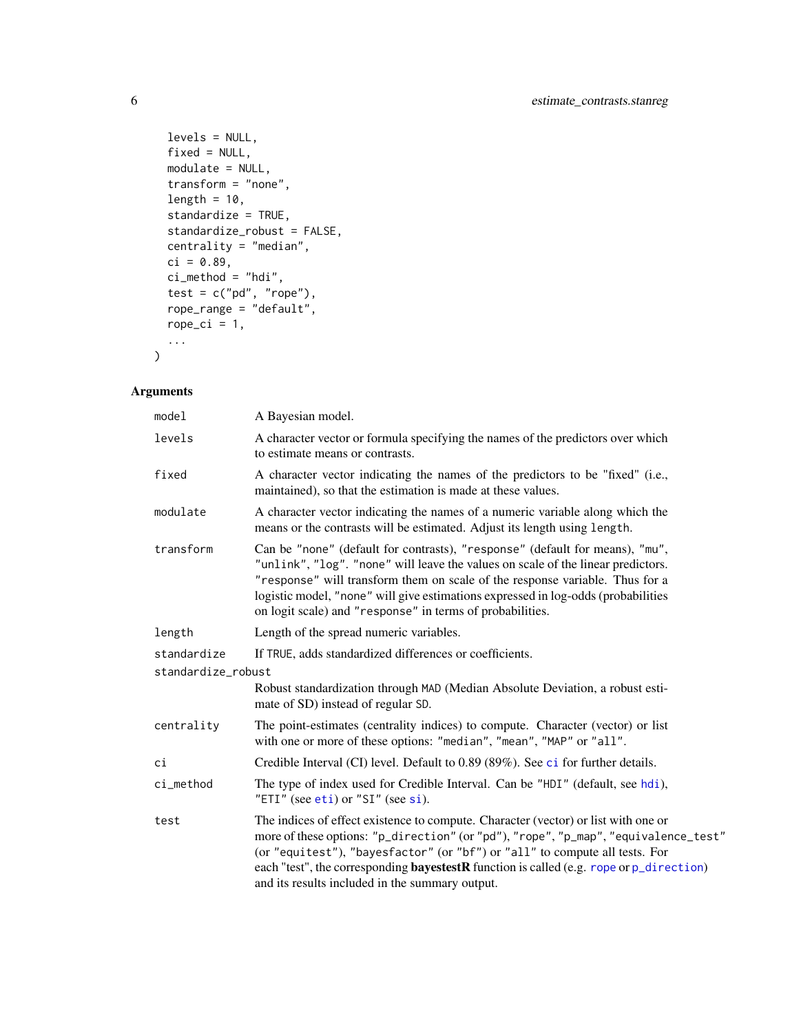```
  levels = NULL,
  fixed = NULL,
  modulate = NULL,
  transform = "none",
  length = 10,
  standardize = TRUE,
  standardize_robust = FALSE,
  centrality = "median",
  ci = 0.89,
  ci_method = "hdi",
  test = c("pd", "rope"),
  rope_range = "default",
  rope_ci = 1,
  ...
)
```

## Arguments

| | |
|---|---|
| `model` | A Bayesian model. |
| `levels` | A character vector or formula specifying the names of the predictors over which to estimate means or contrasts. |
| `fixed` | A character vector indicating the names of the predictors to be "fixed" (i.e., maintained), so that the estimation is made at these values. |
| `modulate` | A character vector indicating the names of a numeric variable along which the means or the contrasts will be estimated. Adjust its length using `length`. |
| `transform` | Can be `"none"` (default for contrasts), `"response"` (default for means), `"mu"`, `"unlink"`, `"log"`. `"none"` will leave the values on scale of the linear predictors. `"response"` will transform them on scale of the response variable. Thus for a logistic model, `"none"` will give estimations expressed in log-odds (probabilities on logit scale) and `"response"` in terms of probabilities. |
| `length` | Length of the spread numeric variables. |
| `standardize` | If `TRUE`, adds standardized differences or coefficients. |
| `standardize_robust` | Robust standardization through `MAD` (Median Absolute Deviation, a robust estimate of SD) instead of regular `SD`. |
| `centrality` | The point-estimates (centrality indices) to compute. Character (vector) or list with one or more of these options: `"median"`, `"mean"`, `"MAP"` or `"all"`. |
| `ci` | Credible Interval (CI) level. Default to 0.89 (89%). See `ci` for further details. |
| `ci_method` | The type of index used for Credible Interval. Can be `"HDI"` (default, see `hdi`), `"ETI"` (see `eti`) or `"SI"` (see `si`). |
| `test` | The indices of effect existence to compute. Character (vector) or list with one or more of these options: `"p_direction"` (or `"pd"`), `"rope"`, `"p_map"`, `"equivalence_test"` (or `"equitest"`), `"bayesfactor"` (or `"bf"`) or `"all"` to compute all tests. For each "test", the corresponding **bayestestR** function is called (e.g. `rope` or `p_direction`) and its results included in the summary output. |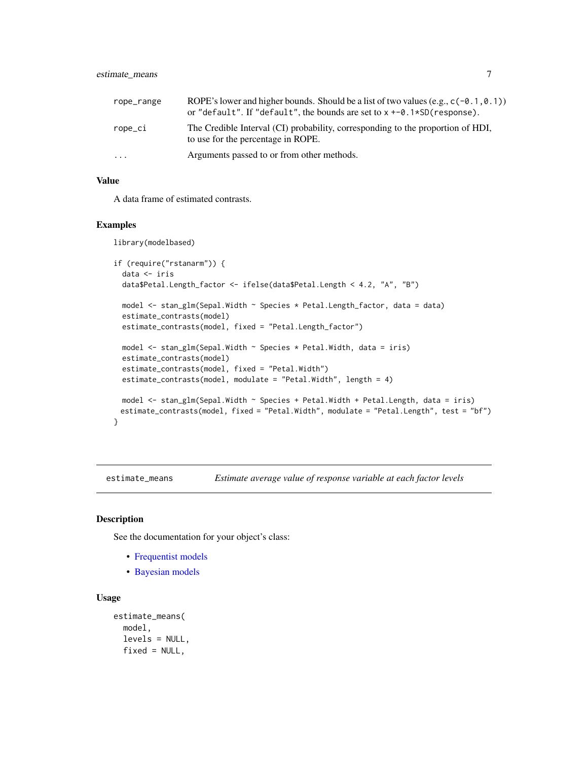| | |
|---|---|
| rope_range | ROPE's lower and higher bounds. Should be a list of two values (e.g., `c(-0.1,0.1)`) or `"default"`. If `"default"`, the bounds are set to `x +-0.1*SD(response)`. |
| rope_ci | The Credible Interval (CI) probability, corresponding to the proportion of HDI, to use for the percentage in ROPE. |
| ... | Arguments passed to or from other methods. |

### Value

A data frame of estimated contrasts.

### Examples

```
library(modelbased)

if (require("rstanarm")) {
  data <- iris
  data$Petal.Length_factor <- ifelse(data$Petal.Length < 4.2, "A", "B")

  model <- stan_glm(Sepal.Width ~ Species * Petal.Length_factor, data = data)
  estimate_contrasts(model)
  estimate_contrasts(model, fixed = "Petal.Length_factor")

  model <- stan_glm(Sepal.Width ~ Species * Petal.Width, data = iris)
  estimate_contrasts(model)
  estimate_contrasts(model, fixed = "Petal.Width")
  estimate_contrasts(model, modulate = "Petal.Width", length = 4)

  model <- stan_glm(Sepal.Width ~ Species + Petal.Width + Petal.Length, data = iris)
 estimate_contrasts(model, fixed = "Petal.Width", modulate = "Petal.Length", test = "bf")
}
```

---

## estimate_means — *Estimate average value of response variable at each factor levels*

---

### Description

See the documentation for your object's class:

- Frequentist models
- Bayesian models

### Usage

```
estimate_means(
  model,
  levels = NULL,
  fixed = NULL,
```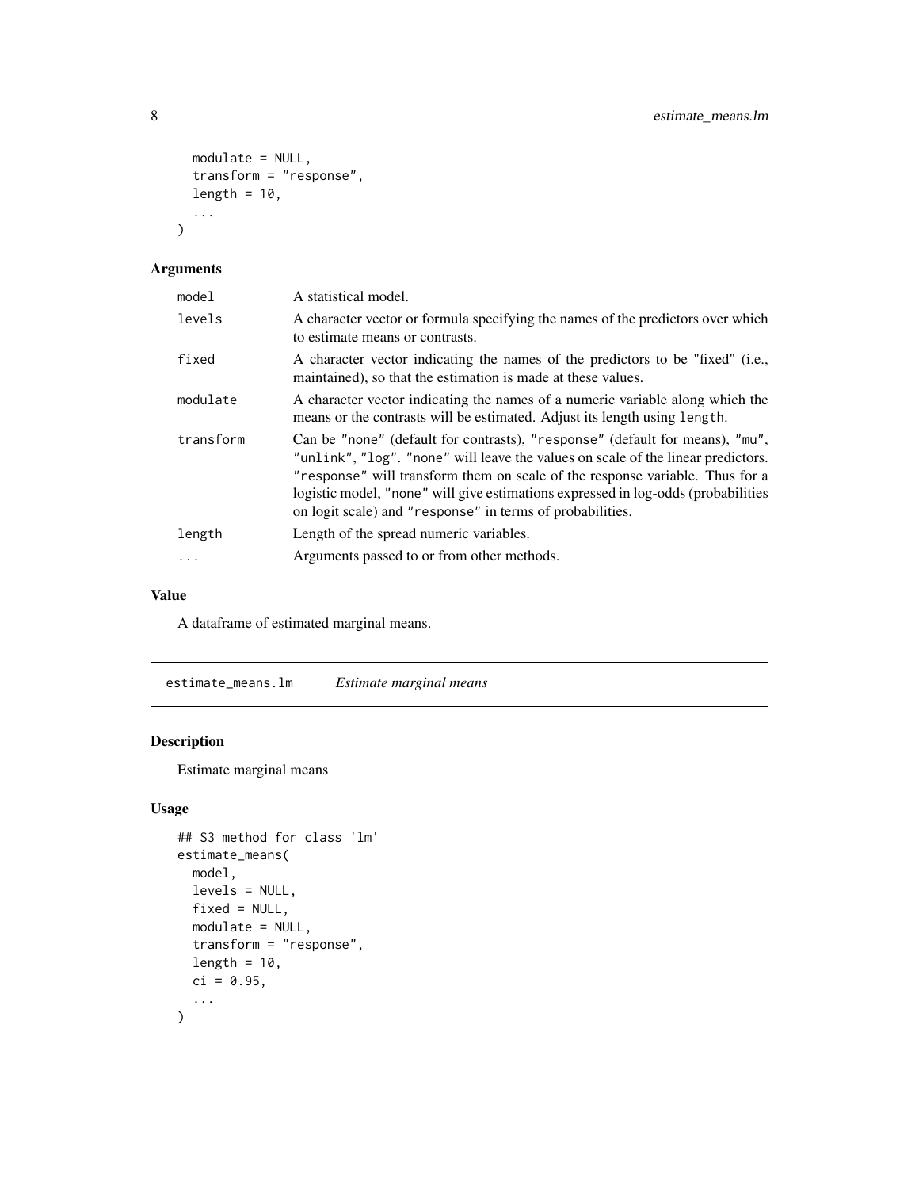```
  modulate = NULL,
  transform = "response",
  length = 10,
  ...
)
```

### Arguments

| | |
|---|---|
| model | A statistical model. |
| levels | A character vector or formula specifying the names of the predictors over which to estimate means or contrasts. |
| fixed | A character vector indicating the names of the predictors to be "fixed" (i.e., maintained), so that the estimation is made at these values. |
| modulate | A character vector indicating the names of a numeric variable along which the means or the contrasts will be estimated. Adjust its length using `length`. |
| transform | Can be `"none"` (default for contrasts), `"response"` (default for means), `"mu"`, `"unlink"`, `"log"`. `"none"` will leave the values on scale of the linear predictors. `"response"` will transform them on scale of the response variable. Thus for a logistic model, `"none"` will give estimations expressed in log-odds (probabilities on logit scale) and `"response"` in terms of probabilities. |
| length | Length of the spread numeric variables. |
| ... | Arguments passed to or from other methods. |

### Value

A dataframe of estimated marginal means.

---

## estimate_means.lm    *Estimate marginal means*

### Description

Estimate marginal means

### Usage

```
## S3 method for class 'lm'
estimate_means(
  model,
  levels = NULL,
  fixed = NULL,
  modulate = NULL,
  transform = "response",
  length = 10,
  ci = 0.95,
  ...
)
```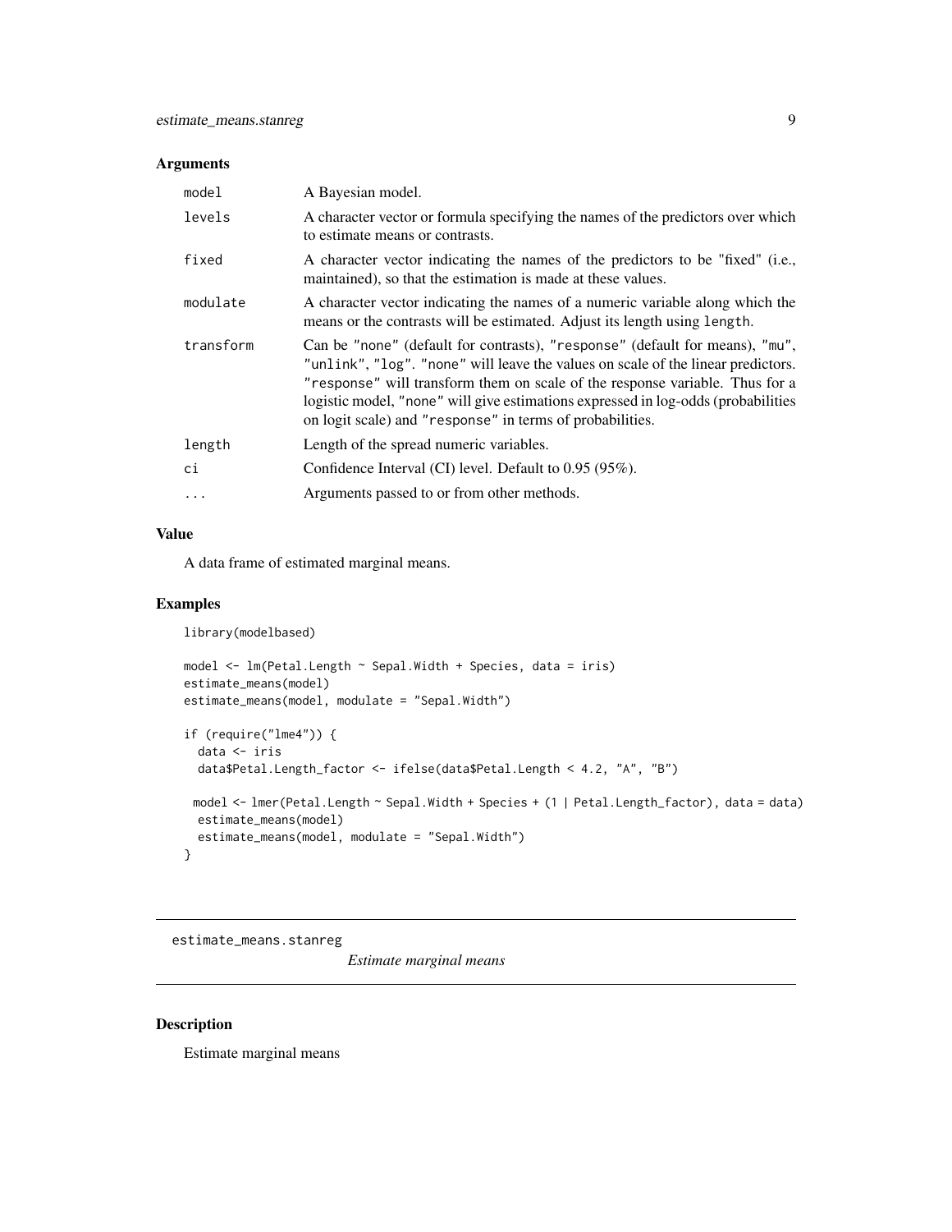### Arguments

| | |
|---|---|
| `model` | A Bayesian model. |
| `levels` | A character vector or formula specifying the names of the predictors over which to estimate means or contrasts. |
| `fixed` | A character vector indicating the names of the predictors to be "fixed" (i.e., maintained), so that the estimation is made at these values. |
| `modulate` | A character vector indicating the names of a numeric variable along which the means or the contrasts will be estimated. Adjust its length using `length`. |
| `transform` | Can be `"none"` (default for contrasts), `"response"` (default for means), `"mu"`, `"unlink"`, `"log"`. `"none"` will leave the values on scale of the linear predictors. `"response"` will transform them on scale of the response variable. Thus for a logistic model, `"none"` will give estimations expressed in log-odds (probabilities on logit scale) and `"response"` in terms of probabilities. |
| `length` | Length of the spread numeric variables. |
| `ci` | Confidence Interval (CI) level. Default to 0.95 (95%). |
| `...` | Arguments passed to or from other methods. |

### Value

A data frame of estimated marginal means.

### Examples

```
library(modelbased)

model <- lm(Petal.Length ~ Sepal.Width + Species, data = iris)
estimate_means(model)
estimate_means(model, modulate = "Sepal.Width")

if (require("lme4")) {
  data <- iris
  data$Petal.Length_factor <- ifelse(data$Petal.Length < 4.2, "A", "B")

 model <- lmer(Petal.Length ~ Sepal.Width + Species + (1 | Petal.Length_factor), data = data)
  estimate_means(model)
  estimate_means(model, modulate = "Sepal.Width")
}
```

---

## estimate_means.stanreg    *Estimate marginal means*

---

### Description

Estimate marginal means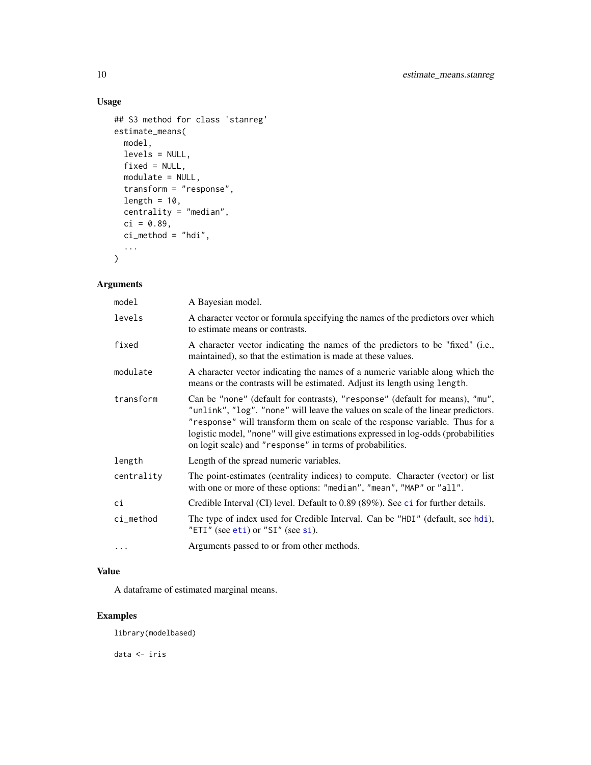## Usage

```
## S3 method for class 'stanreg'
estimate_means(
  model,
  levels = NULL,
  fixed = NULL,
  modulate = NULL,
  transform = "response",
  length = 10,
  centrality = "median",
  ci = 0.89,
  ci_method = "hdi",
  ...
)
```

## Arguments

| | |
|---|---|
| `model` | A Bayesian model. |
| `levels` | A character vector or formula specifying the names of the predictors over which to estimate means or contrasts. |
| `fixed` | A character vector indicating the names of the predictors to be "fixed" (i.e., maintained), so that the estimation is made at these values. |
| `modulate` | A character vector indicating the names of a numeric variable along which the means or the contrasts will be estimated. Adjust its length using `length`. |
| `transform` | Can be `"none"` (default for contrasts), `"response"` (default for means), `"mu"`, `"unlink"`, `"log"`. `"none"` will leave the values on scale of the linear predictors. `"response"` will transform them on scale of the response variable. Thus for a logistic model, `"none"` will give estimations expressed in log-odds (probabilities on logit scale) and `"response"` in terms of probabilities. |
| `length` | Length of the spread numeric variables. |
| `centrality` | The point-estimates (centrality indices) to compute. Character (vector) or list with one or more of these options: `"median"`, `"mean"`, `"MAP"` or `"all"`. |
| `ci` | Credible Interval (CI) level. Default to 0.89 (89%). See `ci` for further details. |
| `ci_method` | The type of index used for Credible Interval. Can be `"HDI"` (default, see `hdi`), `"ETI"` (see `eti`) or `"SI"` (see `si`). |
| `...` | Arguments passed to or from other methods. |

## Value

A dataframe of estimated marginal means.

## Examples

```
library(modelbased)

data <- iris
```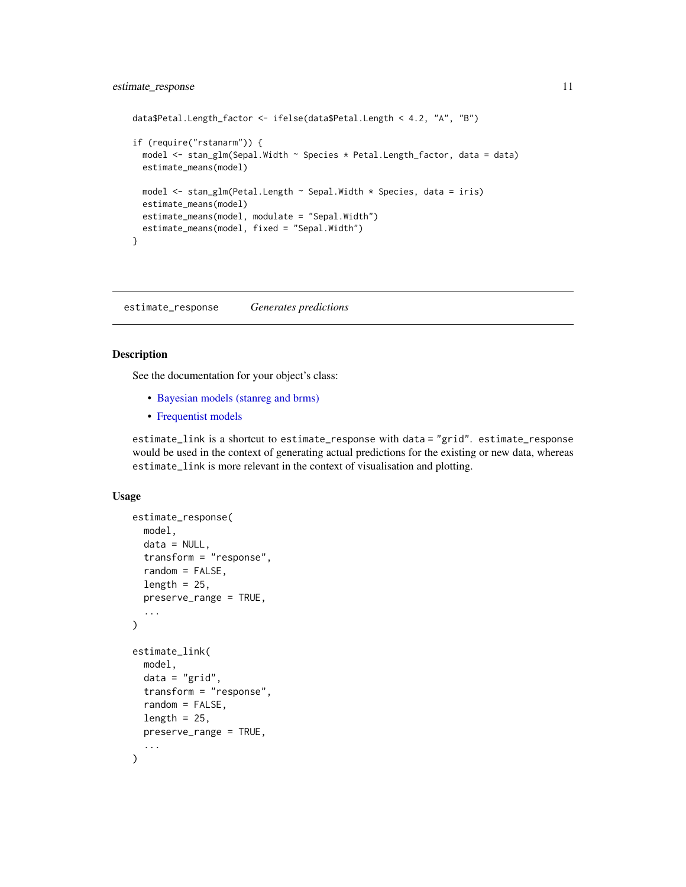```
data$Petal.Length_factor <- ifelse(data$Petal.Length < 4.2, "A", "B")

if (require("rstanarm")) {
  model <- stan_glm(Sepal.Width ~ Species * Petal.Length_factor, data = data)
  estimate_means(model)

  model <- stan_glm(Petal.Length ~ Sepal.Width * Species, data = iris)
  estimate_means(model)
  estimate_means(model, modulate = "Sepal.Width")
  estimate_means(model, fixed = "Sepal.Width")
}
```

---

## estimate_response    *Generates predictions*

---

### Description

See the documentation for your object's class:

- Bayesian models (stanreg and brms)
- Frequentist models

`estimate_link` is a shortcut to `estimate_response` with `data = "grid"`. `estimate_response` would be used in the context of generating actual predictions for the existing or new data, whereas `estimate_link` is more relevant in the context of visualisation and plotting.

### Usage

```
estimate_response(
  model,
  data = NULL,
  transform = "response",
  random = FALSE,
  length = 25,
  preserve_range = TRUE,
  ...
)

estimate_link(
  model,
  data = "grid",
  transform = "response",
  random = FALSE,
  length = 25,
  preserve_range = TRUE,
  ...
)
```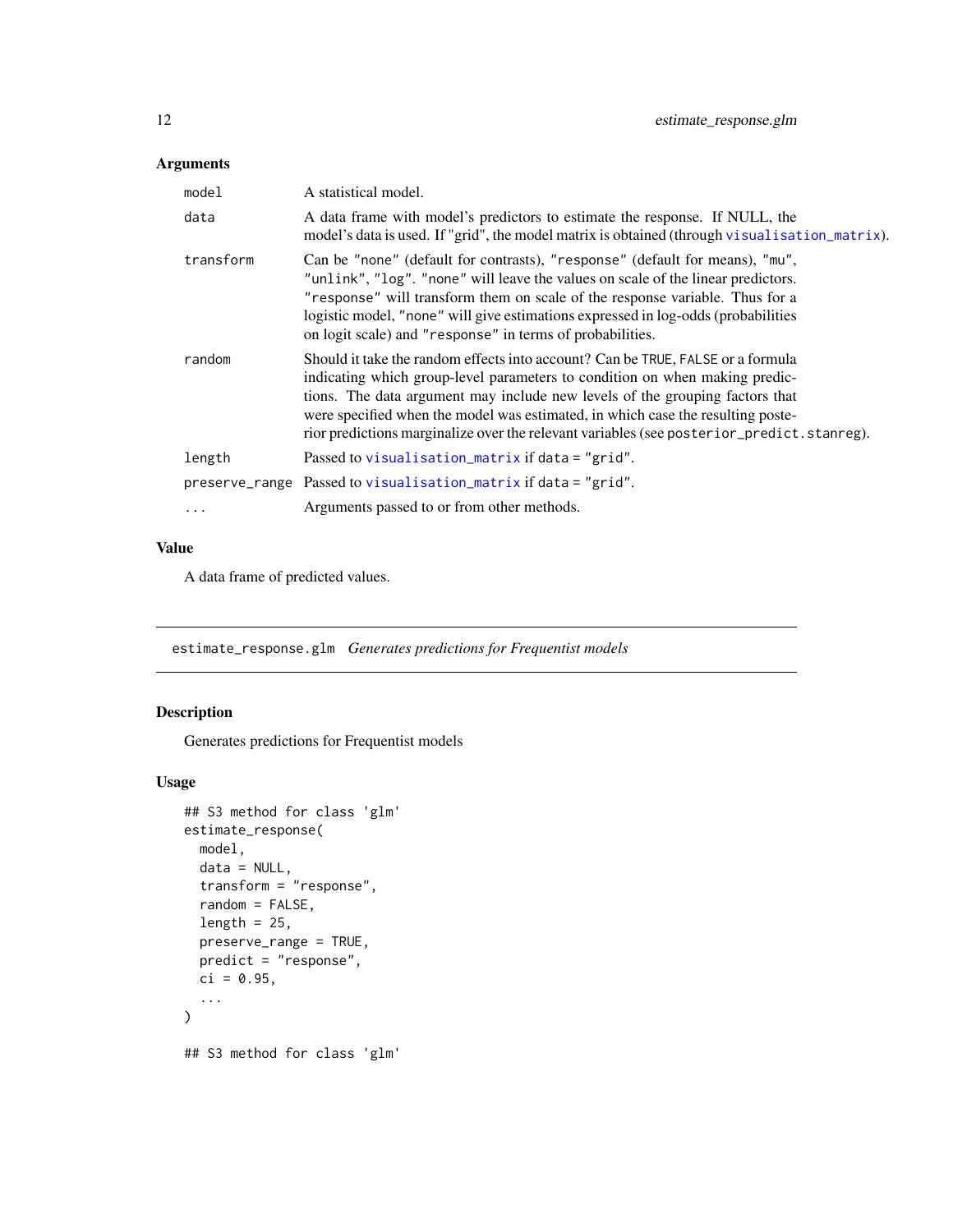## Arguments

| | |
|---|---|
| `model` | A statistical model. |
| `data` | A data frame with model's predictors to estimate the response. If NULL, the model's data is used. If "grid", the model matrix is obtained (through `visualisation_matrix`). |
| `transform` | Can be `"none"` (default for contrasts), `"response"` (default for means), `"mu"`, `"unlink"`, `"log"`. `"none"` will leave the values on scale of the linear predictors. `"response"` will transform them on scale of the response variable. Thus for a logistic model, `"none"` will give estimations expressed in log-odds (probabilities on logit scale) and `"response"` in terms of probabilities. |
| `random` | Should it take the random effects into account? Can be `TRUE`, `FALSE` or a formula indicating which group-level parameters to condition on when making predictions. The data argument may include new levels of the grouping factors that were specified when the model was estimated, in which case the resulting posterior predictions marginalize over the relevant variables (see `posterior_predict.stanreg`). |
| `length` | Passed to `visualisation_matrix` if `data = "grid"`. |
| `preserve_range` | Passed to `visualisation_matrix` if `data = "grid"`. |
| `...` | Arguments passed to or from other methods. |

## Value

A data frame of predicted values.

---

# `estimate_response.glm` *Generates predictions for Frequentist models*

## Description

Generates predictions for Frequentist models

## Usage

```
## S3 method for class 'glm'
estimate_response(
  model,
  data = NULL,
  transform = "response",
  random = FALSE,
  length = 25,
  preserve_range = TRUE,
  predict = "response",
  ci = 0.95,
  ...
)

## S3 method for class 'glm'
```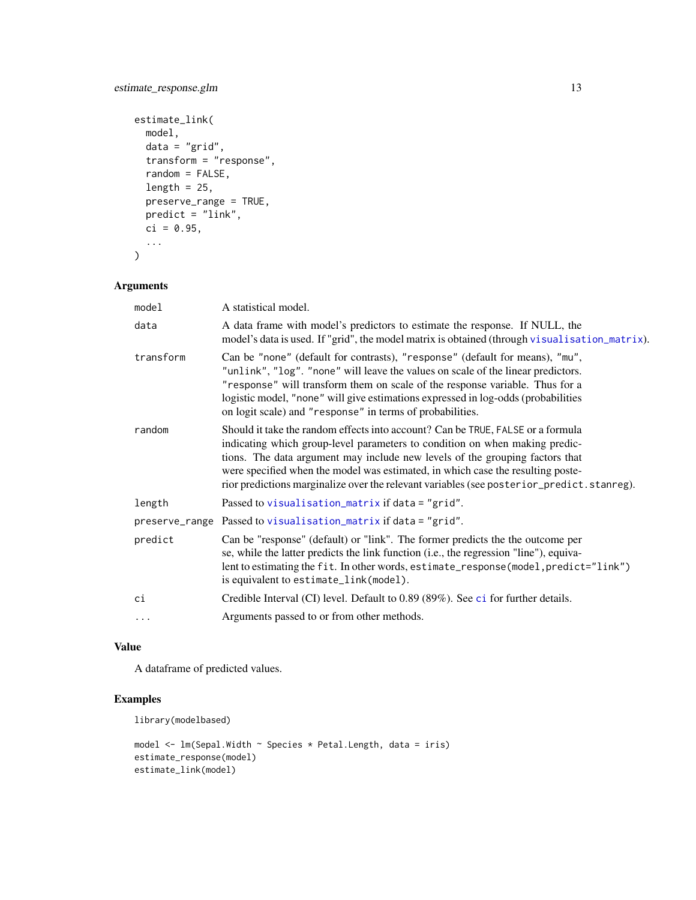```
estimate_link(
  model,
  data = "grid",
  transform = "response",
  random = FALSE,
  length = 25,
  preserve_range = TRUE,
  predict = "link",
  ci = 0.95,
  ...
)
```

## Arguments

| | |
|---|---|
| `model` | A statistical model. |
| `data` | A data frame with model's predictors to estimate the response. If NULL, the model's data is used. If "grid", the model matrix is obtained (through `visualisation_matrix`). |
| `transform` | Can be `"none"` (default for contrasts), `"response"` (default for means), `"mu"`, `"unlink"`, `"log"`. `"none"` will leave the values on scale of the linear predictors. `"response"` will transform them on scale of the response variable. Thus for a logistic model, `"none"` will give estimations expressed in log-odds (probabilities on logit scale) and `"response"` in terms of probabilities. |
| `random` | Should it take the random effects into account? Can be `TRUE`, `FALSE` or a formula indicating which group-level parameters to condition on when making predictions. The data argument may include new levels of the grouping factors that were specified when the model was estimated, in which case the resulting posterior predictions marginalize over the relevant variables (see `posterior_predict.stanreg`). |
| `length` | Passed to `visualisation_matrix` if `data = "grid"`. |
| `preserve_range` | Passed to `visualisation_matrix` if `data = "grid"`. |
| `predict` | Can be "response" (default) or "link". The former predicts the the outcome per se, while the latter predicts the link function (i.e., the regression "line"), equivalent to estimating the `fit`. In other words, `estimate_response(model,predict="link")` is equivalent to `estimate_link(model)`. |
| `ci` | Credible Interval (CI) level. Default to 0.89 (89%). See `ci` for further details. |
| `...` | Arguments passed to or from other methods. |

## Value

A dataframe of predicted values.

## Examples

```
library(modelbased)

model <- lm(Sepal.Width ~ Species * Petal.Length, data = iris)
estimate_response(model)
estimate_link(model)
```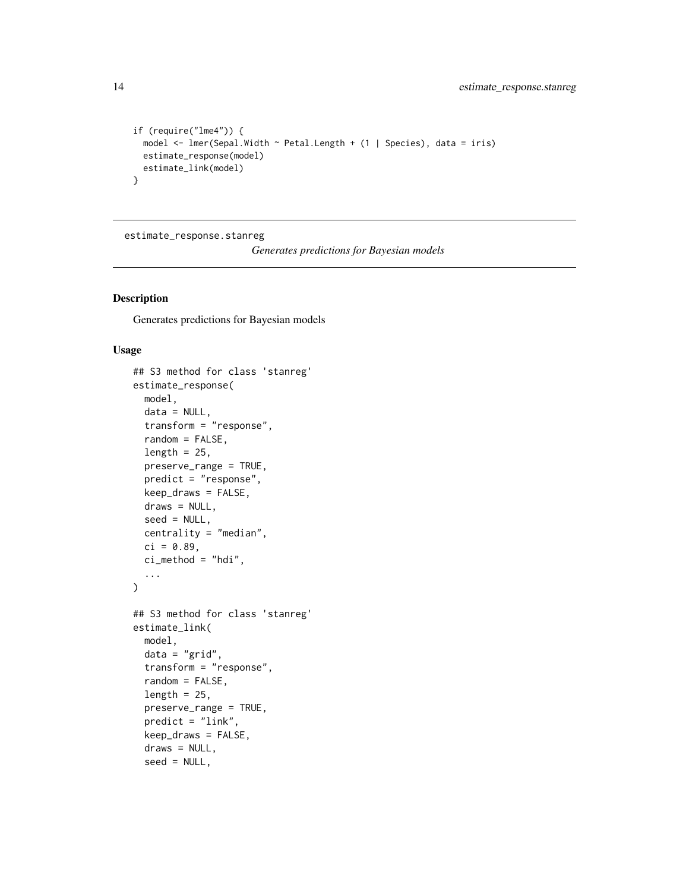```
if (require("lme4")) {
  model <- lmer(Sepal.Width ~ Petal.Length + (1 | Species), data = iris)
  estimate_response(model)
  estimate_link(model)
}
```

## estimate_response.stanreg

*Generates predictions for Bayesian models*

### Description

Generates predictions for Bayesian models

### Usage

```
## S3 method for class 'stanreg'
estimate_response(
  model,
  data = NULL,
  transform = "response",
  random = FALSE,
  length = 25,
  preserve_range = TRUE,
  predict = "response",
  keep_draws = FALSE,
  draws = NULL,
  seed = NULL,
  centrality = "median",
  ci = 0.89,
  ci_method = "hdi",
  ...
)

## S3 method for class 'stanreg'
estimate_link(
  model,
  data = "grid",
  transform = "response",
  random = FALSE,
  length = 25,
  preserve_range = TRUE,
  predict = "link",
  keep_draws = FALSE,
  draws = NULL,
  seed = NULL,
```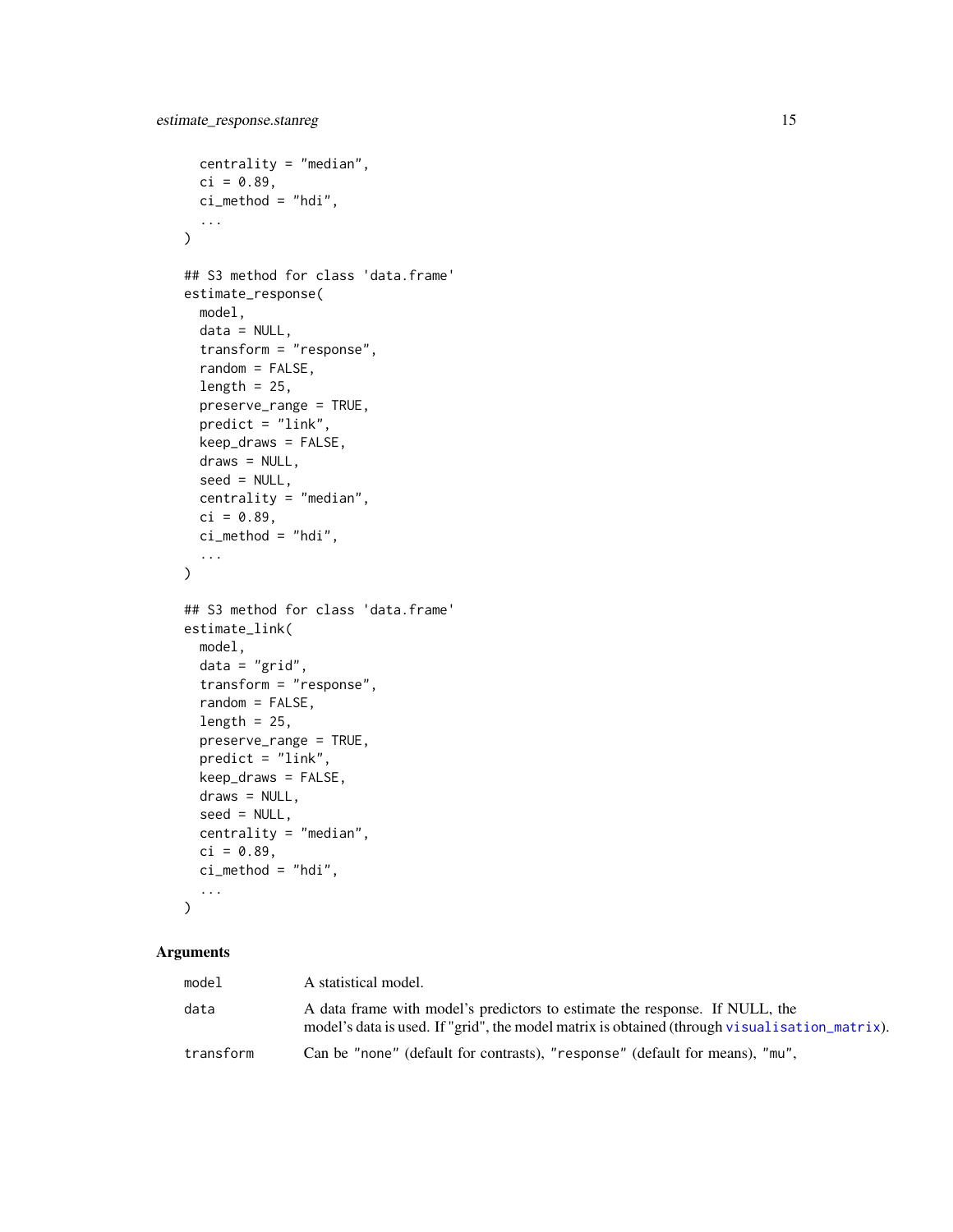```
  centrality = "median",
  ci = 0.89,
  ci_method = "hdi",
  ...
)

## S3 method for class 'data.frame'
estimate_response(
  model,
  data = NULL,
  transform = "response",
  random = FALSE,
  length = 25,
  preserve_range = TRUE,
  predict = "link",
  keep_draws = FALSE,
  draws = NULL,
  seed = NULL,
  centrality = "median",
  ci = 0.89,
  ci_method = "hdi",
  ...
)

## S3 method for class 'data.frame'
estimate_link(
  model,
  data = "grid",
  transform = "response",
  random = FALSE,
  length = 25,
  preserve_range = TRUE,
  predict = "link",
  keep_draws = FALSE,
  draws = NULL,
  seed = NULL,
  centrality = "median",
  ci = 0.89,
  ci_method = "hdi",
  ...
)
```

## Arguments

| | |
|---|---|
| `model` | A statistical model. |
| `data` | A data frame with model's predictors to estimate the response. If NULL, the model's data is used. If "grid", the model matrix is obtained (through `visualisation_matrix`). |
| `transform` | Can be `"none"` (default for contrasts), `"response"` (default for means), `"mu"`, |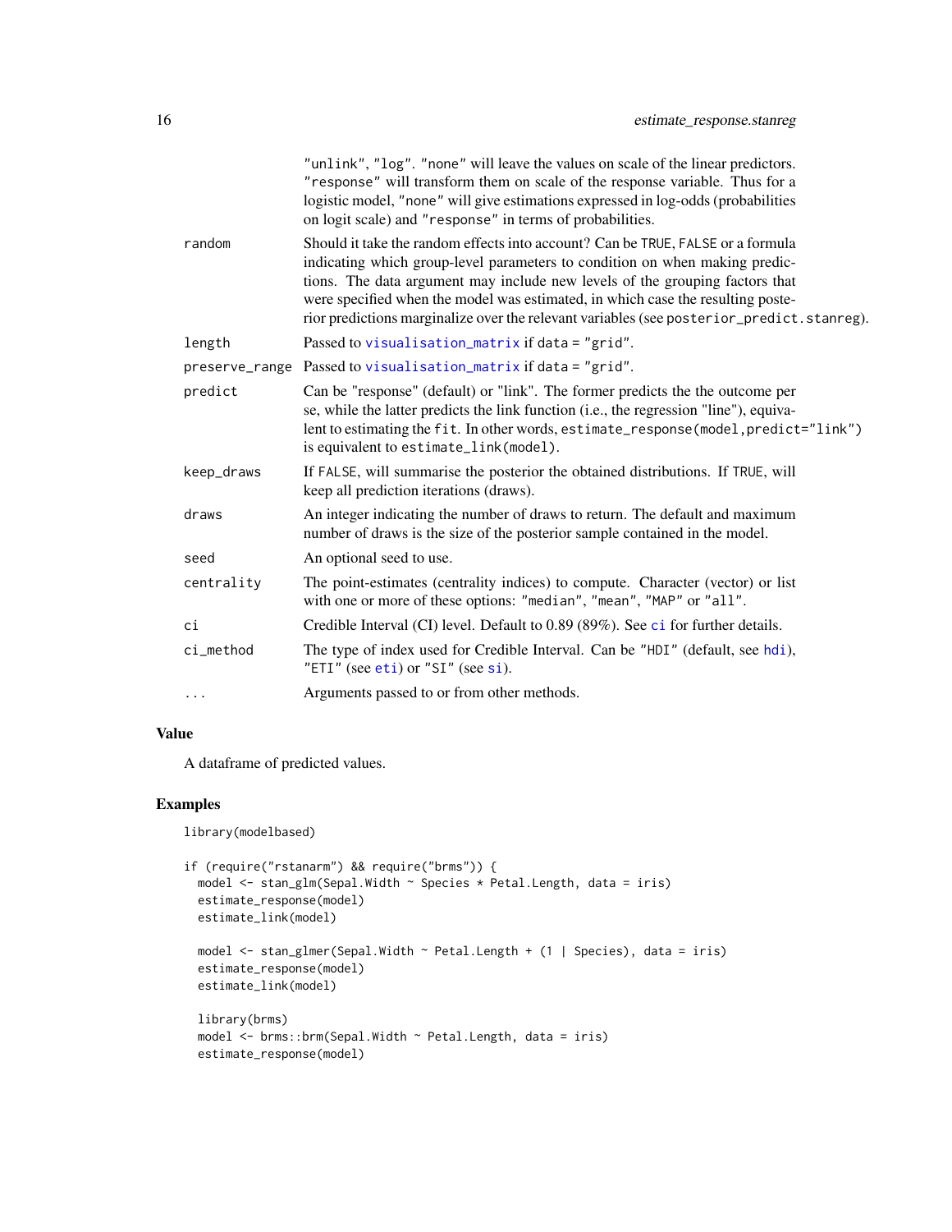| | |
|---|---|
| | `"unlink"`, `"log"`. `"none"` will leave the values on scale of the linear predictors. `"response"` will transform them on scale of the response variable. Thus for a logistic model, `"none"` will give estimations expressed in log-odds (probabilities on logit scale) and `"response"` in terms of probabilities. |
| `random` | Should it take the random effects into account? Can be `TRUE`, `FALSE` or a formula indicating which group-level parameters to condition on when making predictions. The data argument may include new levels of the grouping factors that were specified when the model was estimated, in which case the resulting posterior predictions marginalize over the relevant variables (see `posterior_predict.stanreg`). |
| `length` | Passed to `visualisation_matrix` if `data = "grid"`. |
| `preserve_range` | Passed to `visualisation_matrix` if `data = "grid"`. |
| `predict` | Can be "response" (default) or "link". The former predicts the the outcome per se, while the latter predicts the link function (i.e., the regression "line"), equivalent to estimating the `fit`. In other words, `estimate_response(model,predict="link")` is equivalent to `estimate_link(model)`. |
| `keep_draws` | If `FALSE`, will summarise the posterior the obtained distributions. If `TRUE`, will keep all prediction iterations (draws). |
| `draws` | An integer indicating the number of draws to return. The default and maximum number of draws is the size of the posterior sample contained in the model. |
| `seed` | An optional seed to use. |
| `centrality` | The point-estimates (centrality indices) to compute. Character (vector) or list with one or more of these options: `"median"`, `"mean"`, `"MAP"` or `"all"`. |
| `ci` | Credible Interval (CI) level. Default to 0.89 (89%). See `ci` for further details. |
| `ci_method` | The type of index used for Credible Interval. Can be `"HDI"` (default, see `hdi`), `"ETI"` (see `eti`) or `"SI"` (see `si`). |
| `...` | Arguments passed to or from other methods. |

## Value

A dataframe of predicted values.

## Examples

```
library(modelbased)

if (require("rstanarm") && require("brms")) {
  model <- stan_glm(Sepal.Width ~ Species * Petal.Length, data = iris)
  estimate_response(model)
  estimate_link(model)

  model <- stan_glmer(Sepal.Width ~ Petal.Length + (1 | Species), data = iris)
  estimate_response(model)
  estimate_link(model)

  library(brms)
  model <- brms::brm(Sepal.Width ~ Petal.Length, data = iris)
  estimate_response(model)
```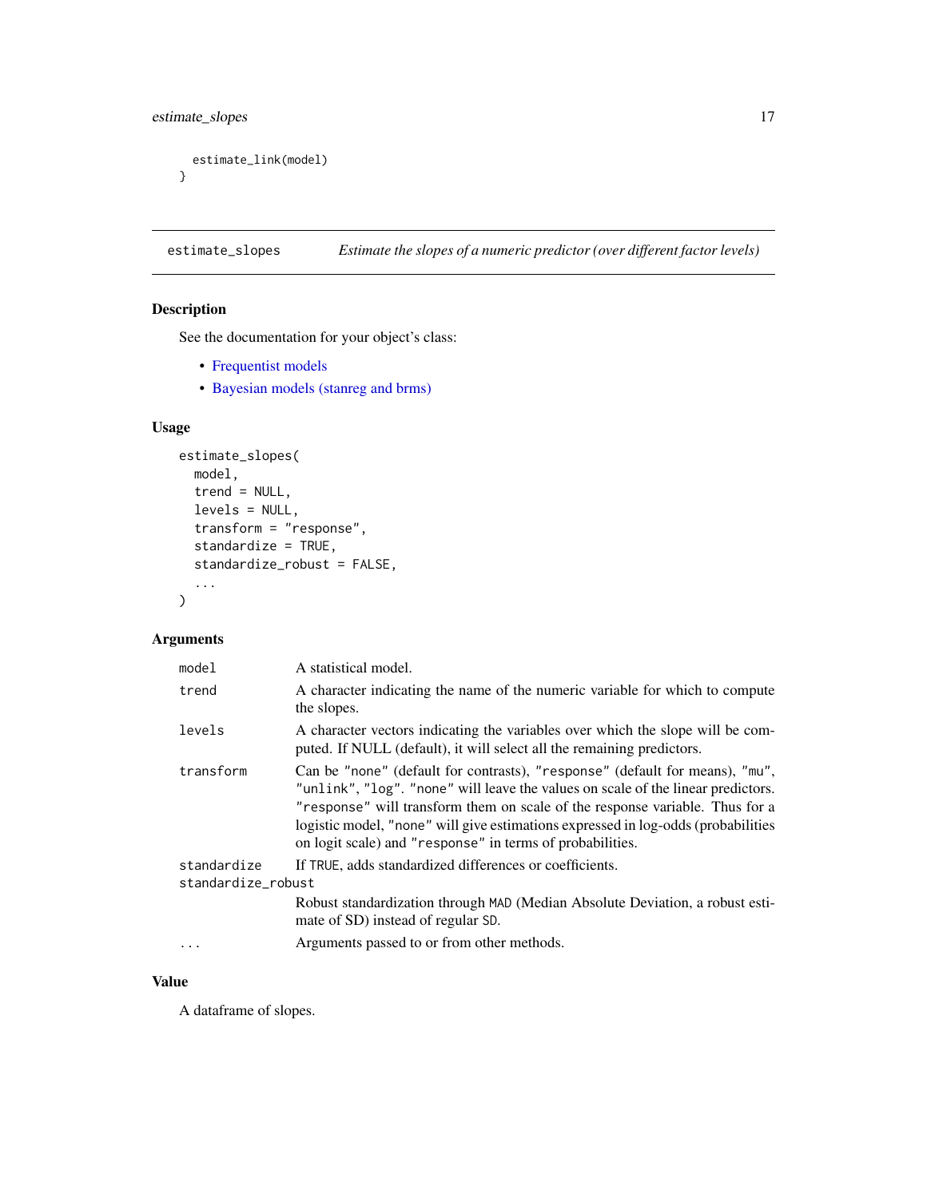```
  estimate_link(model)
}
```

## estimate_slopes — *Estimate the slopes of a numeric predictor (over different factor levels)*

### Description

See the documentation for your object's class:

- Frequentist models
- Bayesian models (stanreg and brms)

### Usage

```
estimate_slopes(
  model,
  trend = NULL,
  levels = NULL,
  transform = "response",
  standardize = TRUE,
  standardize_robust = FALSE,
  ...
)
```

### Arguments

| | |
|---|---|
| `model` | A statistical model. |
| `trend` | A character indicating the name of the numeric variable for which to compute the slopes. |
| `levels` | A character vectors indicating the variables over which the slope will be computed. If NULL (default), it will select all the remaining predictors. |
| `transform` | Can be `"none"` (default for contrasts), `"response"` (default for means), `"mu"`, `"unlink"`, `"log"`. `"none"` will leave the values on scale of the linear predictors. `"response"` will transform them on scale of the response variable. Thus for a logistic model, `"none"` will give estimations expressed in log-odds (probabilities on logit scale) and `"response"` in terms of probabilities. |
| `standardize` | If `TRUE`, adds standardized differences or coefficients. |
| `standardize_robust` | Robust standardization through `MAD` (Median Absolute Deviation, a robust estimate of SD) instead of regular `SD`. |
| `...` | Arguments passed to or from other methods. |

### Value

A dataframe of slopes.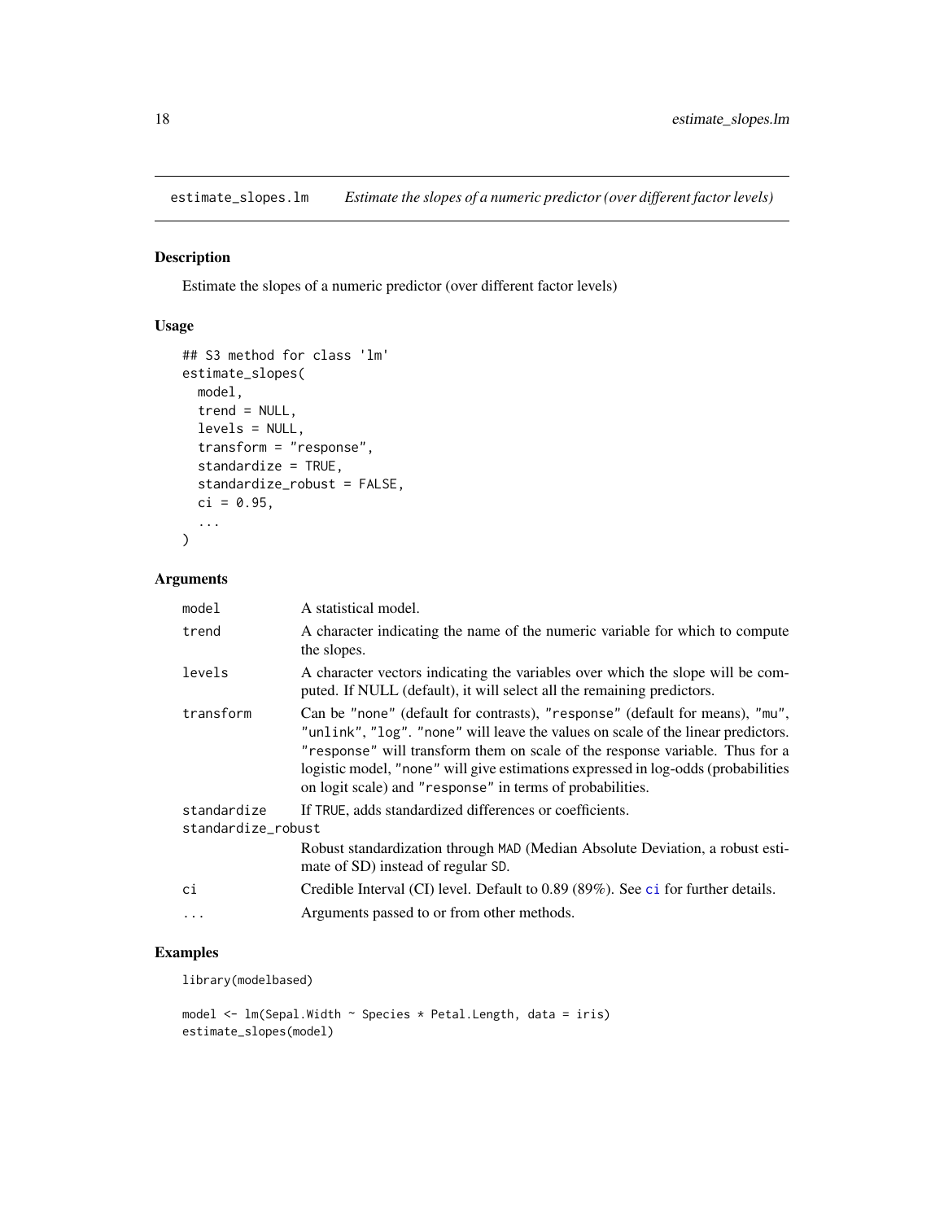## estimate_slopes.lm *Estimate the slopes of a numeric predictor (over different factor levels)*

### Description

Estimate the slopes of a numeric predictor (over different factor levels)

### Usage

```
## S3 method for class 'lm'
estimate_slopes(
  model,
  trend = NULL,
  levels = NULL,
  transform = "response",
  standardize = TRUE,
  standardize_robust = FALSE,
  ci = 0.95,
  ...
)
```

### Arguments

| | |
|---|---|
| `model` | A statistical model. |
| `trend` | A character indicating the name of the numeric variable for which to compute the slopes. |
| `levels` | A character vectors indicating the variables over which the slope will be computed. If NULL (default), it will select all the remaining predictors. |
| `transform` | Can be "none" (default for contrasts), "response" (default for means), "mu", "unlink", "log". "none" will leave the values on scale of the linear predictors. "response" will transform them on scale of the response variable. Thus for a logistic model, "none" will give estimations expressed in log-odds (probabilities on logit scale) and "response" in terms of probabilities. |
| `standardize` | If TRUE, adds standardized differences or coefficients. |
| `standardize_robust` | Robust standardization through MAD (Median Absolute Deviation, a robust estimate of SD) instead of regular SD. |
| `ci` | Credible Interval (CI) level. Default to 0.89 (89%). See ci for further details. |
| `...` | Arguments passed to or from other methods. |

### Examples

```
library(modelbased)

model <- lm(Sepal.Width ~ Species * Petal.Length, data = iris)
estimate_slopes(model)
```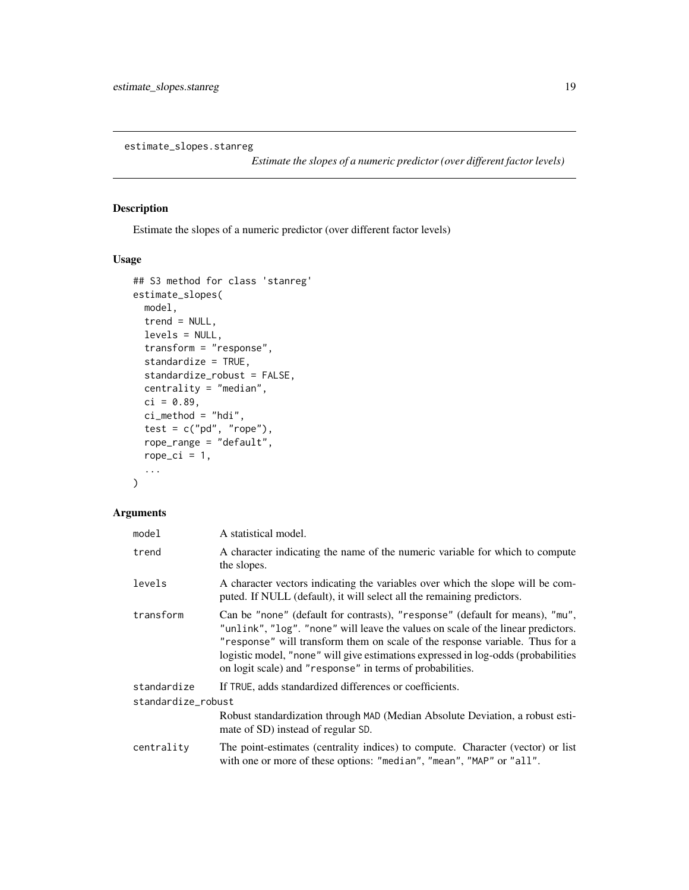`estimate_slopes.stanreg` *Estimate the slopes of a numeric predictor (over different factor levels)*

## Description

Estimate the slopes of a numeric predictor (over different factor levels)

## Usage

```
## S3 method for class 'stanreg'
estimate_slopes(
  model,
  trend = NULL,
  levels = NULL,
  transform = "response",
  standardize = TRUE,
  standardize_robust = FALSE,
  centrality = "median",
  ci = 0.89,
  ci_method = "hdi",
  test = c("pd", "rope"),
  rope_range = "default",
  rope_ci = 1,
  ...
)
```

## Arguments

| | |
|---|---|
| `model` | A statistical model. |
| `trend` | A character indicating the name of the numeric variable for which to compute the slopes. |
| `levels` | A character vectors indicating the variables over which the slope will be computed. If NULL (default), it will select all the remaining predictors. |
| `transform` | Can be `"none"` (default for contrasts), `"response"` (default for means), `"mu"`, `"unlink"`, `"log"`. `"none"` will leave the values on scale of the linear predictors. `"response"` will transform them on scale of the response variable. Thus for a logistic model, `"none"` will give estimations expressed in log-odds (probabilities on logit scale) and `"response"` in terms of probabilities. |
| `standardize` | If `TRUE`, adds standardized differences or coefficients. |
| `standardize_robust` | Robust standardization through `MAD` (Median Absolute Deviation, a robust estimate of SD) instead of regular `SD`. |
| `centrality` | The point-estimates (centrality indices) to compute. Character (vector) or list with one or more of these options: `"median"`, `"mean"`, `"MAP"` or `"all"`. |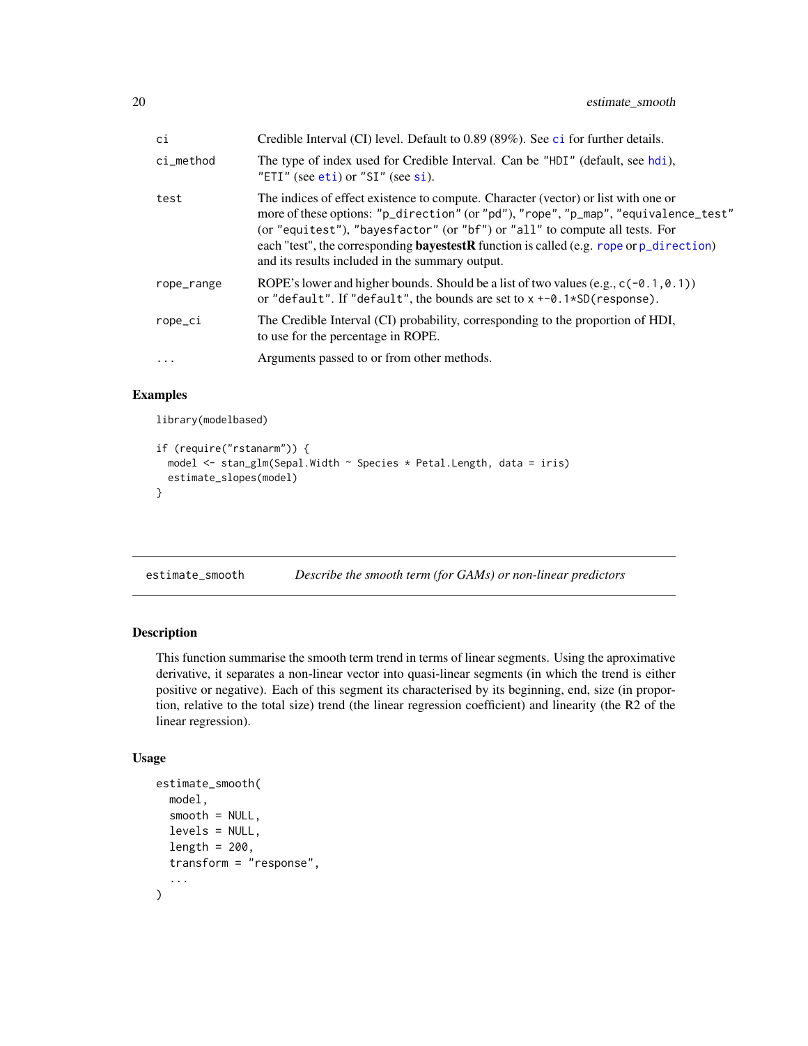| | |
|---|---|
| `ci` | Credible Interval (CI) level. Default to 0.89 (89%). See `ci` for further details. |
| `ci_method` | The type of index used for Credible Interval. Can be `"HDI"` (default, see `hdi`), `"ETI"` (see `eti`) or `"SI"` (see `si`). |
| `test` | The indices of effect existence to compute. Character (vector) or list with one or more of these options: `"p_direction"` (or `"pd"`), `"rope"`, `"p_map"`, `"equivalence_test"` (or `"equitest"`), `"bayesfactor"` (or `"bf"`) or `"all"` to compute all tests. For each "test", the corresponding **bayestestR** function is called (e.g. `rope` or `p_direction`) and its results included in the summary output. |
| `rope_range` | ROPE's lower and higher bounds. Should be a list of two values (e.g., `c(-0.1,0.1)`) or `"default"`. If `"default"`, the bounds are set to `x +-0.1*SD(response)`. |
| `rope_ci` | The Credible Interval (CI) probability, corresponding to the proportion of HDI, to use for the percentage in ROPE. |
| `...` | Arguments passed to or from other methods. |

### Examples

```
library(modelbased)

if (require("rstanarm")) {
  model <- stan_glm(Sepal.Width ~ Species * Petal.Length, data = iris)
  estimate_slopes(model)
}
```

---

## estimate_smooth    *Describe the smooth term (for GAMs) or non-linear predictors*

### Description

This function summarise the smooth term trend in terms of linear segments. Using the aproximative derivative, it separates a non-linear vector into quasi-linear segments (in which the trend is either positive or negative). Each of this segment its characterised by its beginning, end, size (in proportion, relative to the total size) trend (the linear regression coefficient) and linearity (the R2 of the linear regression).

### Usage

```
estimate_smooth(
  model,
  smooth = NULL,
  levels = NULL,
  length = 200,
  transform = "response",
  ...
)
```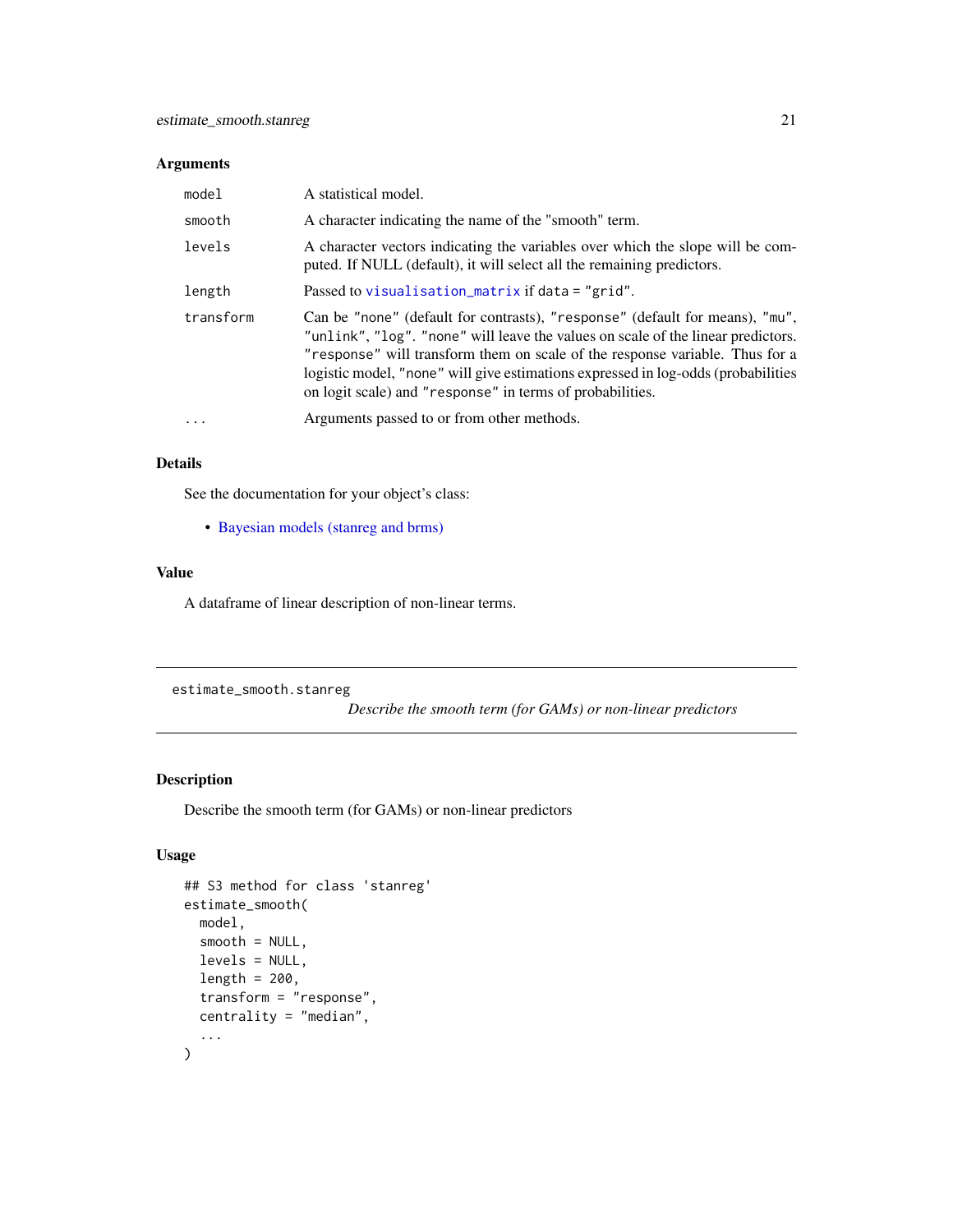## Arguments

| | |
|---|---|
| `model` | A statistical model. |
| `smooth` | A character indicating the name of the "smooth" term. |
| `levels` | A character vectors indicating the variables over which the slope will be computed. If NULL (default), it will select all the remaining predictors. |
| `length` | Passed to `visualisation_matrix` if `data = "grid"`. |
| `transform` | Can be `"none"` (default for contrasts), `"response"` (default for means), `"mu"`, `"unlink"`, `"log"`. `"none"` will leave the values on scale of the linear predictors. `"response"` will transform them on scale of the response variable. Thus for a logistic model, `"none"` will give estimations expressed in log-odds (probabilities on logit scale) and `"response"` in terms of probabilities. |
| `...` | Arguments passed to or from other methods. |

## Details

See the documentation for your object's class:

- Bayesian models (stanreg and brms)

## Value

A dataframe of linear description of non-linear terms.

---

`estimate_smooth.stanreg` *Describe the smooth term (for GAMs) or non-linear predictors*

---

## Description

Describe the smooth term (for GAMs) or non-linear predictors

## Usage

```
## S3 method for class 'stanreg'
estimate_smooth(
  model,
  smooth = NULL,
  levels = NULL,
  length = 200,
  transform = "response",
  centrality = "median",
  ...
)
```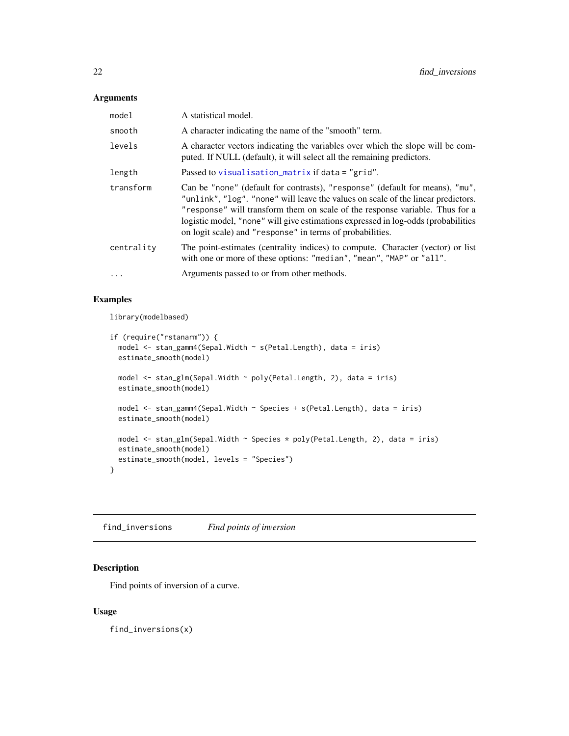## Arguments

| | |
|---|---|
| `model` | A statistical model. |
| `smooth` | A character indicating the name of the "smooth" term. |
| `levels` | A character vectors indicating the variables over which the slope will be computed. If NULL (default), it will select all the remaining predictors. |
| `length` | Passed to `visualisation_matrix` if `data = "grid"`. |
| `transform` | Can be `"none"` (default for contrasts), `"response"` (default for means), `"mu"`, `"unlink"`, `"log"`. `"none"` will leave the values on scale of the linear predictors. `"response"` will transform them on scale of the response variable. Thus for a logistic model, `"none"` will give estimations expressed in log-odds (probabilities on logit scale) and `"response"` in terms of probabilities. |
| `centrality` | The point-estimates (centrality indices) to compute. Character (vector) or list with one or more of these options: `"median"`, `"mean"`, `"MAP"` or `"all"`. |
| `...` | Arguments passed to or from other methods. |

## Examples

```
library(modelbased)

if (require("rstanarm")) {
  model <- stan_gamm4(Sepal.Width ~ s(Petal.Length), data = iris)
  estimate_smooth(model)

  model <- stan_glm(Sepal.Width ~ poly(Petal.Length, 2), data = iris)
  estimate_smooth(model)

  model <- stan_gamm4(Sepal.Width ~ Species + s(Petal.Length), data = iris)
  estimate_smooth(model)

  model <- stan_glm(Sepal.Width ~ Species * poly(Petal.Length, 2), data = iris)
  estimate_smooth(model)
  estimate_smooth(model, levels = "Species")
}
```

---

# find_inversions *Find points of inversion*

## Description

Find points of inversion of a curve.

## Usage

```
find_inversions(x)
```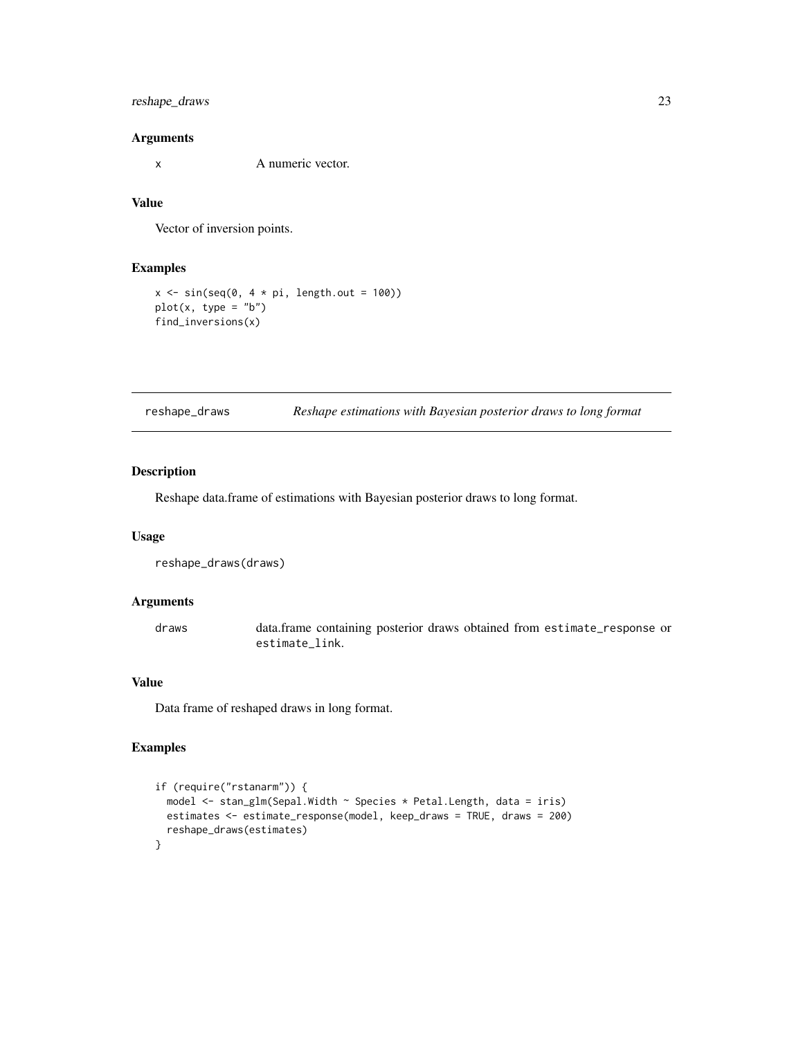### Arguments

x A numeric vector.

### Value

Vector of inversion points.

### Examples

```
x <- sin(seq(0, 4 * pi, length.out = 100))
plot(x, type = "b")
find_inversions(x)
```

---

## reshape_draws *Reshape estimations with Bayesian posterior draws to long format*

---

### Description

Reshape data.frame of estimations with Bayesian posterior draws to long format.

### Usage

```
reshape_draws(draws)
```

### Arguments

draws data.frame containing posterior draws obtained from `estimate_response` or `estimate_link`.

### Value

Data frame of reshaped draws in long format.

### Examples

```
if (require("rstanarm")) {
  model <- stan_glm(Sepal.Width ~ Species * Petal.Length, data = iris)
  estimates <- estimate_response(model, keep_draws = TRUE, draws = 200)
  reshape_draws(estimates)
}
```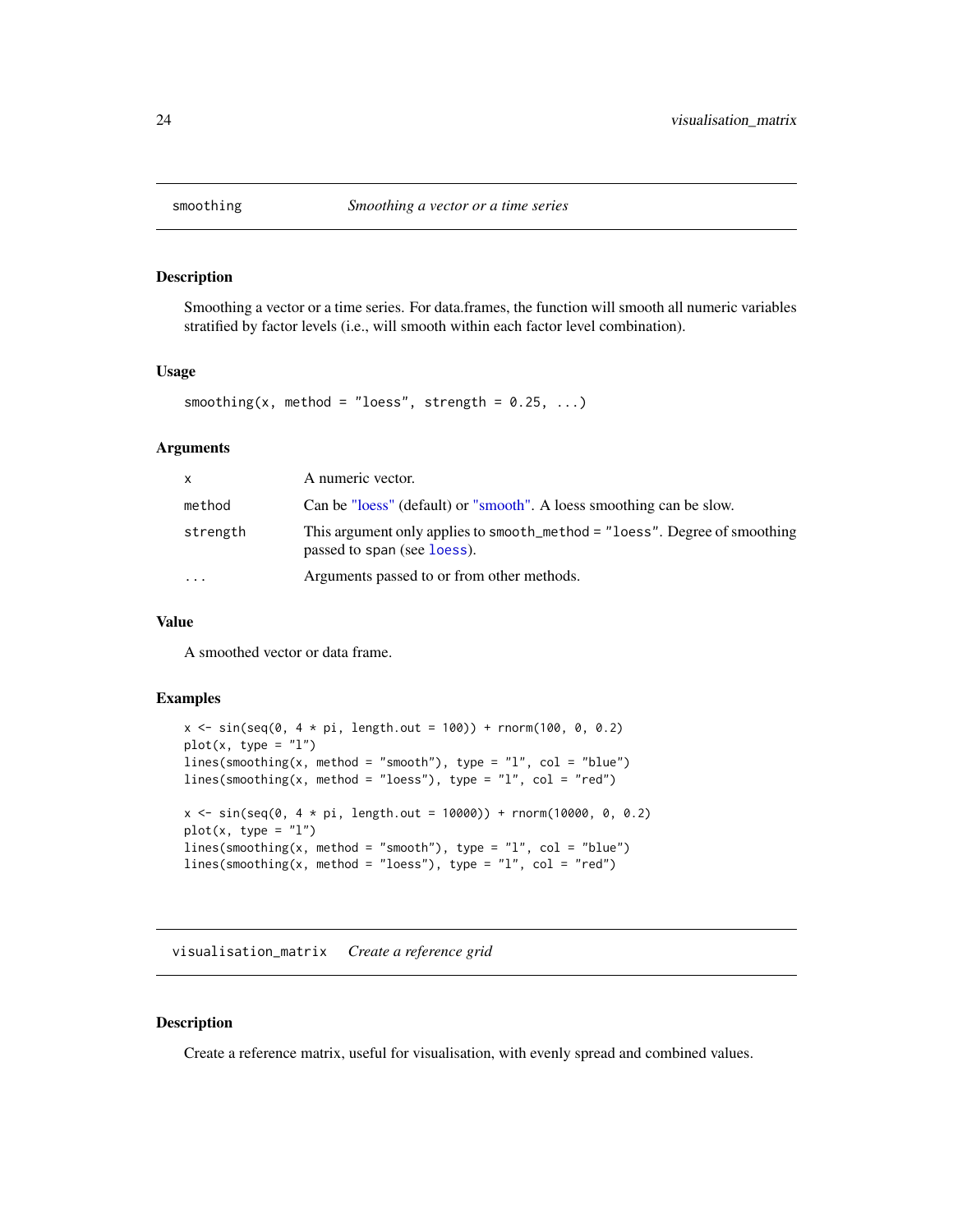## smoothing — *Smoothing a vector or a time series*

### Description

Smoothing a vector or a time series. For data.frames, the function will smooth all numeric variables stratified by factor levels (i.e., will smooth within each factor level combination).

### Usage

```
smoothing(x, method = "loess", strength = 0.25, ...)
```

### Arguments

| | |
|---|---|
| `x` | A numeric vector. |
| `method` | Can be "loess" (default) or "smooth". A loess smoothing can be slow. |
| `strength` | This argument only applies to `smooth_method = "loess"`. Degree of smoothing passed to `span` (see `loess`). |
| `...` | Arguments passed to or from other methods. |

### Value

A smoothed vector or data frame.

### Examples

```
x <- sin(seq(0, 4 * pi, length.out = 100)) + rnorm(100, 0, 0.2)
plot(x, type = "l")
lines(smoothing(x, method = "smooth"), type = "l", col = "blue")
lines(smoothing(x, method = "loess"), type = "l", col = "red")

x <- sin(seq(0, 4 * pi, length.out = 10000)) + rnorm(10000, 0, 0.2)
plot(x, type = "l")
lines(smoothing(x, method = "smooth"), type = "l", col = "blue")
lines(smoothing(x, method = "loess"), type = "l", col = "red")
```

## visualisation_matrix — *Create a reference grid*

### Description

Create a reference matrix, useful for visualisation, with evenly spread and combined values.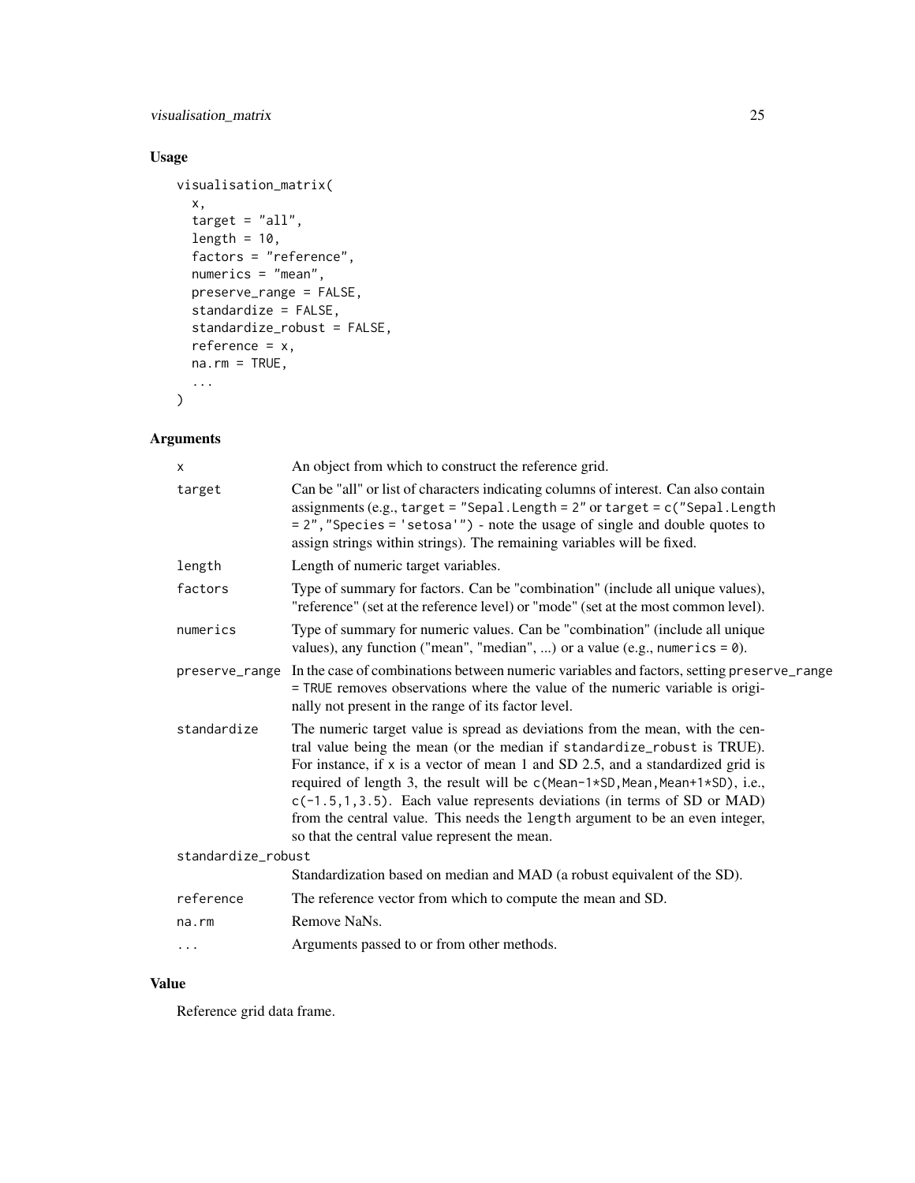## Usage

```
visualisation_matrix(
  x,
  target = "all",
  length = 10,
  factors = "reference",
  numerics = "mean",
  preserve_range = FALSE,
  standardize = FALSE,
  standardize_robust = FALSE,
  reference = x,
  na.rm = TRUE,
  ...
)
```

## Arguments

| | |
|---|---|
| `x` | An object from which to construct the reference grid. |
| `target` | Can be "all" or list of characters indicating columns of interest. Can also contain assignments (e.g., `target = "Sepal.Length = 2"` or `target = c("Sepal.Length = 2","Species = 'setosa'")` - note the usage of single and double quotes to assign strings within strings). The remaining variables will be fixed. |
| `length` | Length of numeric target variables. |
| `factors` | Type of summary for factors. Can be "combination" (include all unique values), "reference" (set at the reference level) or "mode" (set at the most common level). |
| `numerics` | Type of summary for numeric values. Can be "combination" (include all unique values), any function ("mean", "median", ...) or a value (e.g., `numerics = 0`). |
| `preserve_range` | In the case of combinations between numeric variables and factors, setting `preserve_range = TRUE` removes observations where the value of the numeric variable is originally not present in the range of its factor level. |
| `standardize` | The numeric target value is spread as deviations from the mean, with the central value being the mean (or the median if `standardize_robust` is TRUE). For instance, if `x` is a vector of mean 1 and SD 2.5, and a standardized grid is required of length 3, the result will be `c(Mean-1*SD,Mean,Mean+1*SD)`, i.e., `c(-1.5,1,3.5)`. Each value represents deviations (in terms of SD or MAD) from the central value. This needs the `length` argument to be an even integer, so that the central value represent the mean. |
| `standardize_robust` | Standardization based on median and MAD (a robust equivalent of the SD). |
| `reference` | The reference vector from which to compute the mean and SD. |
| `na.rm` | Remove NaNs. |
| `...` | Arguments passed to or from other methods. |

## Value

Reference grid data frame.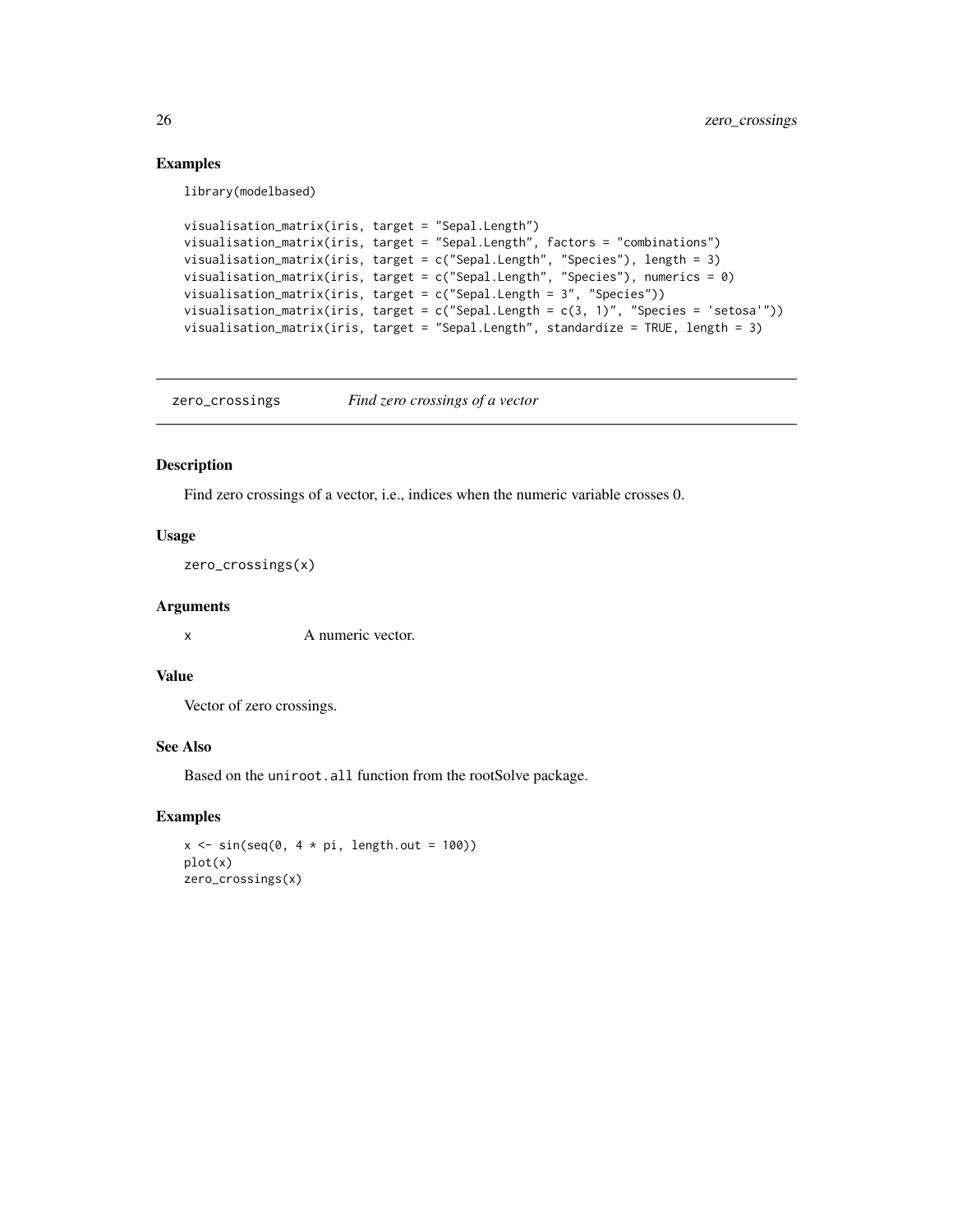## Examples

```
library(modelbased)

visualisation_matrix(iris, target = "Sepal.Length")
visualisation_matrix(iris, target = "Sepal.Length", factors = "combinations")
visualisation_matrix(iris, target = c("Sepal.Length", "Species"), length = 3)
visualisation_matrix(iris, target = c("Sepal.Length", "Species"), numerics = 0)
visualisation_matrix(iris, target = c("Sepal.Length = 3", "Species"))
visualisation_matrix(iris, target = c("Sepal.Length = c(3, 1)", "Species = 'setosa'"))
visualisation_matrix(iris, target = "Sepal.Length", standardize = TRUE, length = 3)
```

# zero_crossings *Find zero crossings of a vector*

## Description

Find zero crossings of a vector, i.e., indices when the numeric variable crosses 0.

## Usage

```
zero_crossings(x)
```

## Arguments

x        A numeric vector.

## Value

Vector of zero crossings.

## See Also

Based on the `uniroot.all` function from the rootSolve package.

## Examples

```
x <- sin(seq(0, 4 * pi, length.out = 100))
plot(x)
zero_crossings(x)
```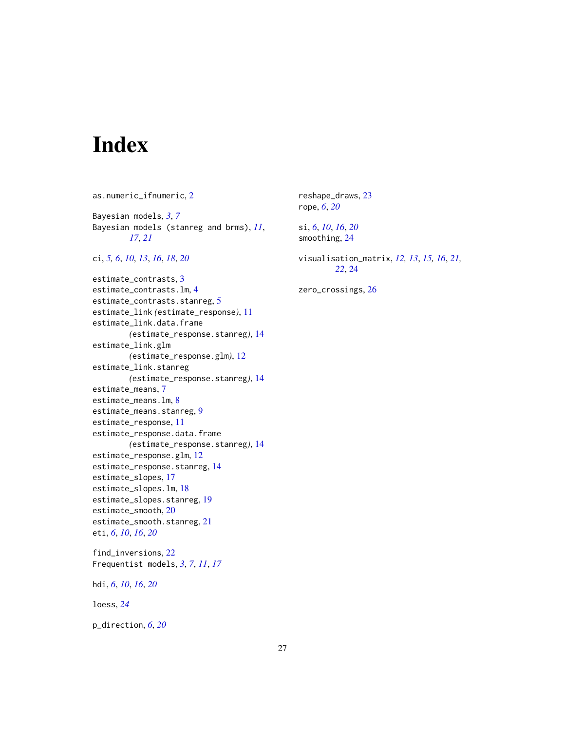# Index

as.numeric_ifnumeric, 2

Bayesian models, *3*, *7*
Bayesian models (stanreg and brms), *11*, *17*, *21*

ci, *5, 6*, *10*, *13*, *16*, *18*, *20*

estimate_contrasts, 3
estimate_contrasts.lm, 4
estimate_contrasts.stanreg, 5
estimate_link *(*estimate_response*)*, 11
estimate_link.data.frame *(*estimate_response.stanreg*)*, 14
estimate_link.glm *(*estimate_response.glm*)*, 12
estimate_link.stanreg *(*estimate_response.stanreg*)*, 14
estimate_means, 7
estimate_means.lm, 8
estimate_means.stanreg, 9
estimate_response, 11
estimate_response.data.frame *(*estimate_response.stanreg*)*, 14
estimate_response.glm, 12
estimate_response.stanreg, 14
estimate_slopes, 17
estimate_slopes.lm, 18
estimate_slopes.stanreg, 19
estimate_smooth, 20
estimate_smooth.stanreg, 21
eti, *6*, *10*, *16*, *20*

find_inversions, 22
Frequentist models, *3*, *7*, *11*, *17*

hdi, *6*, *10*, *16*, *20*

loess, *24*

p_direction, *6*, *20*

reshape_draws, 23
rope, *6*, *20*

si, *6*, *10*, *16*, *20*
smoothing, 24

visualisation_matrix, *12, 13*, *15, 16*, *21, 22*, 24

zero_crossings, 26